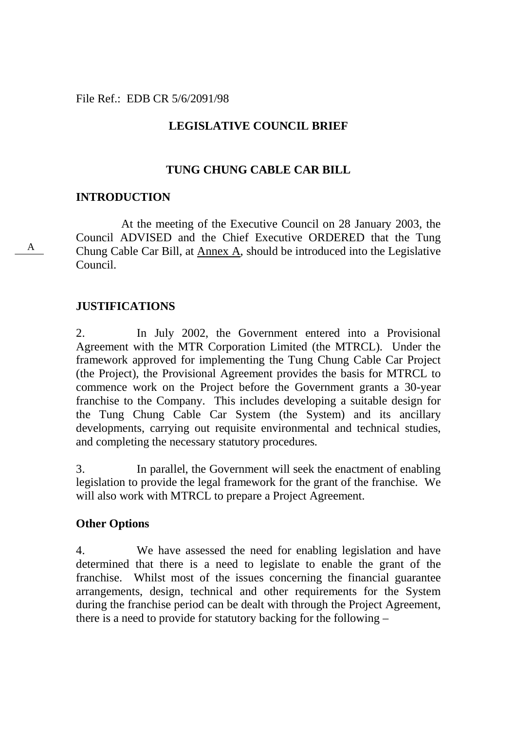File Ref.: EDB CR 5/6/2091/98

# LEGISLATIVE COUNCIL BRIEF

## TUNG CHUNG CABLE CAR BILL

### INTRODUCTION

A

At the meeting of the Executive Council on 28 January 2003, the Council ADVISED and the Chief Executive ORDERED that the Tung Chung Cable Car Bill, at Annex A, should be introduced into the Legislative Council.

### JUSTIFICATIONS

2. In July 2002, the Government entered into a Provisional Agreement with the MTR Corporation Limited (the MTRCL). Under the framework approved for implementing the Tung Chung Cable Car Project (the Project), the Provisional Agreement provides the basis for MTRCL to commence work on the Project before the Government grants a 30-year franchise to the Company. This includes developing a suitable design for the Tung Chung Cable Car System (the System) and its ancillary developments, carrying out requisite environmental and technical studies, and completing the necessary statutory procedures.

3. In parallel, the Government will seek the enactment of enabling legislation to provide the legal framework for the grant of the franchise. We will also work with MTRCL to prepare a Project Agreement.

### Other Options

4. We have assessed the need for enabling legislation and have determined that there is a need to legislate to enable the grant of the franchise. Whilst most of the issues concerning the financial guarantee arrangements, design, technical and other requirements for the System during the franchise period can be dealt with through the Project Agreement, there is a need to provide for statutory backing for the following –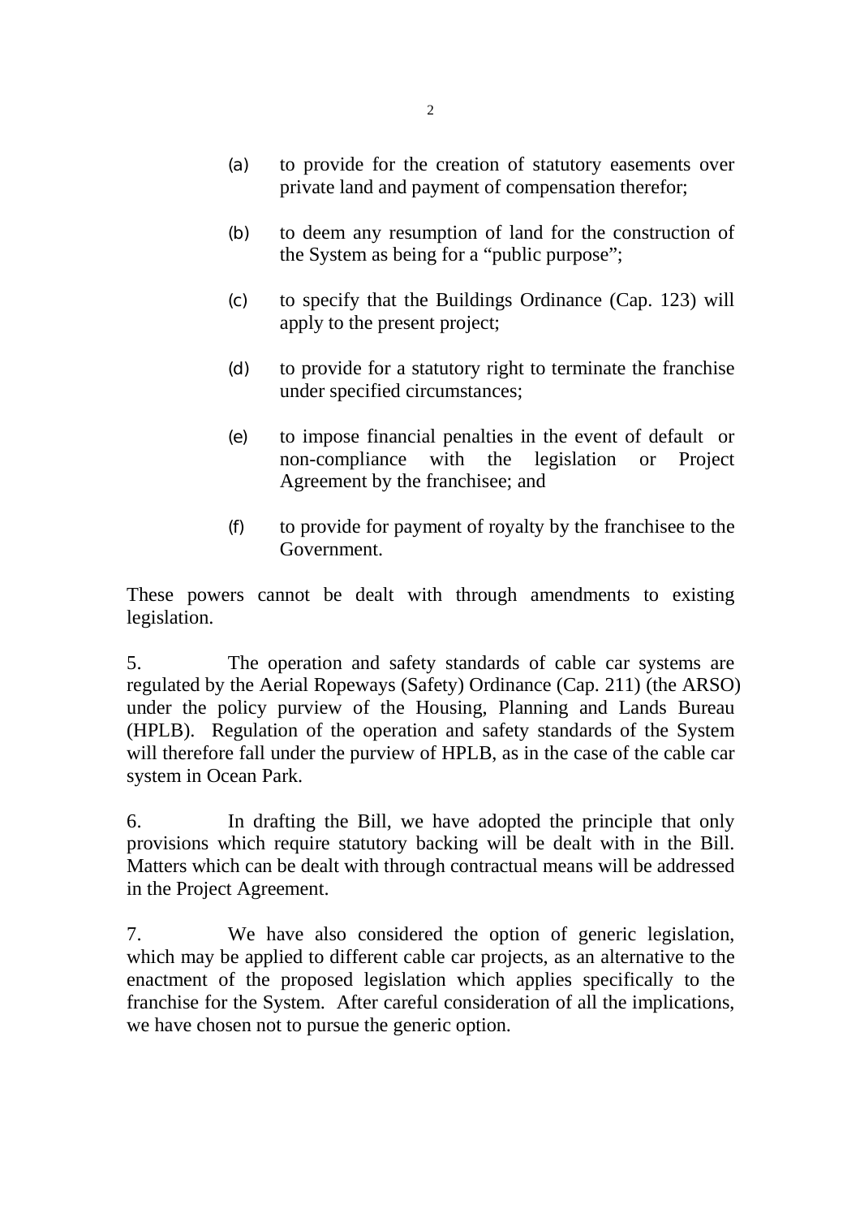(a) to provide for the creation of statutory easements over private land and payment of compensation therefor;

(b) to deem any resumption of land for the construction of the System as being for a "public purpose";

(c) to specify that the Buildings Ordinance (Cap. 123) will apply to the present project;

(d) to provide for a statutory right to terminate the franchise under specified circumstances;

(e) to impose financial penalties in the event of default or non-compliance with the legislation or Project Agreement by the franchisee; and

(f) to provide for payment of royalty by the franchisee to the Government.

These powers cannot be dealt with through amendments to existing legislation.

5. The operation and safety standards of cable car systems are regulated by the Aerial Ropeways (Safety) Ordinance (Cap. 211) (the ARSO) under the policy purview of the Housing, Planning and Lands Bureau (HPLB). Regulation of the operation and safety standards of the System will therefore fall under the purview of HPLB, as in the case of the cable car system in Ocean Park.

6. In drafting the Bill, we have adopted the principle that only provisions which require statutory backing will be dealt with in the Bill. Matters which can be dealt with through contractual means will be addressed in the Project Agreement.

7. We have also considered the option of generic legislation, which may be applied to different cable car projects, as an alternative to the enactment of the proposed legislation which applies specifically to the franchise for the System. After careful consideration of all the implications, we have chosen not to pursue the generic option.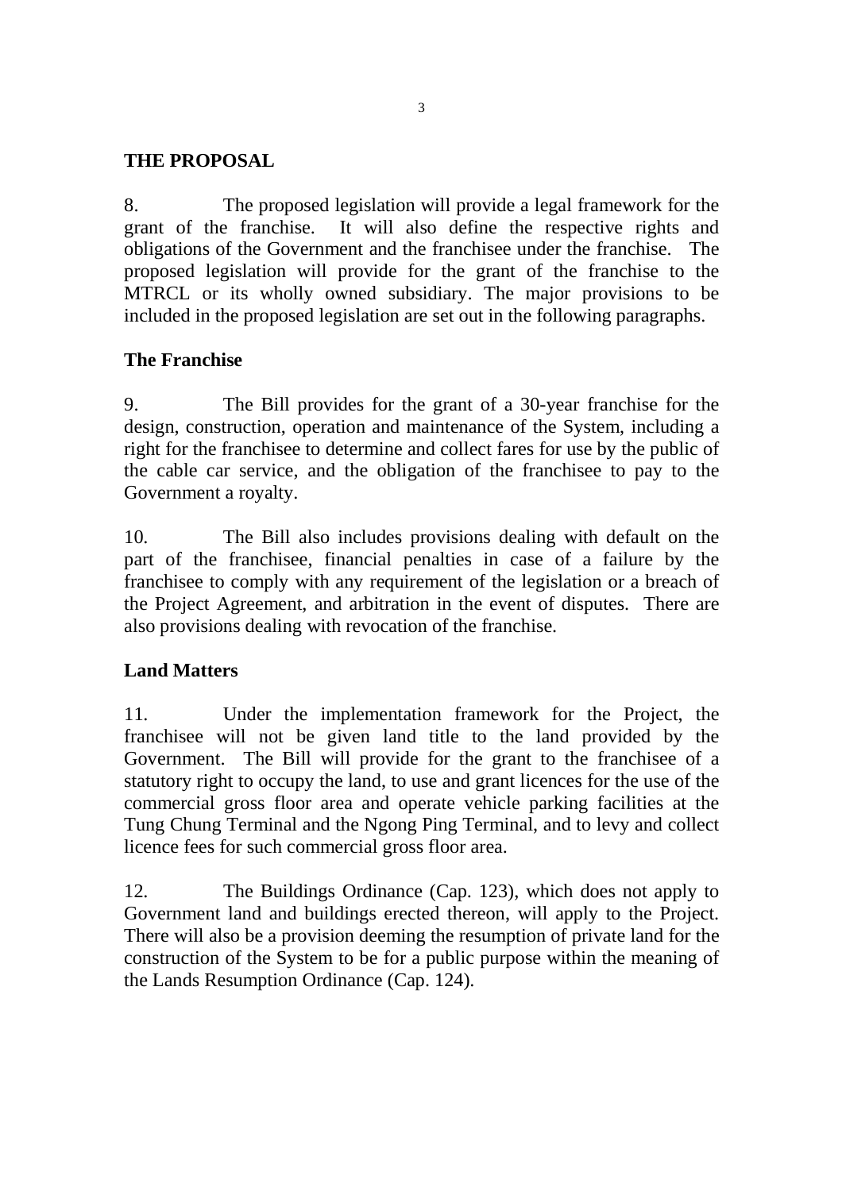## THE PROPOSAL

8. The proposed legislation will provide a legal framework for the grant of the franchise. It will also define the respective rights and obligations of the Government and the franchisee under the franchise. The proposed legislation will provide for the grant of the franchise to the MTRCL or its wholly owned subsidiary. The major provisions to be included in the proposed legislation are set out in the following paragraphs.

### The Franchise

9. The Bill provides for the grant of a 30-year franchise for the design, construction, operation and maintenance of the System, including a right for the franchisee to determine and collect fares for use by the public of the cable car service, and the obligation of the franchisee to pay to the Government a royalty.

10. The Bill also includes provisions dealing with default on the part of the franchisee, financial penalties in case of a failure by the franchisee to comply with any requirement of the legislation or a breach of the Project Agreement, and arbitration in the event of disputes. There are also provisions dealing with revocation of the franchise.

### Land Matters

11. Under the implementation framework for the Project, the franchisee will not be given land title to the land provided by the Government. The Bill will provide for the grant to the franchisee of a statutory right to occupy the land, to use and grant licences for the use of the commercial gross floor area and operate vehicle parking facilities at the Tung Chung Terminal and the Ngong Ping Terminal, and to levy and collect licence fees for such commercial gross floor area.

12. The Buildings Ordinance (Cap. 123), which does not apply to Government land and buildings erected thereon, will apply to the Project. There will also be a provision deeming the resumption of private land for the construction of the System to be for a public purpose within the meaning of the Lands Resumption Ordinance (Cap. 124).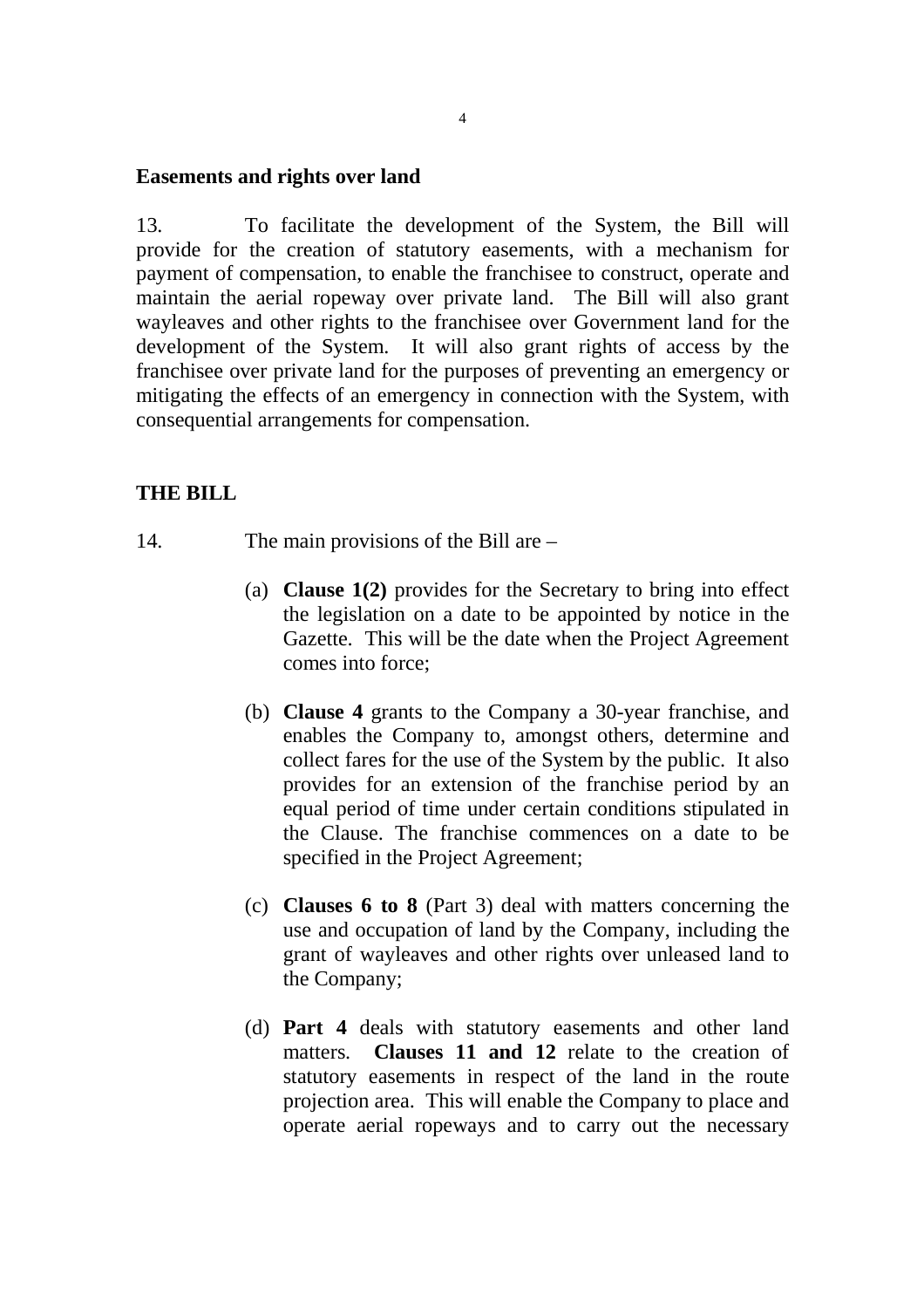**Easements and rights over land**

13. To facilitate the development of the System, the Bill will provide for the creation of statutory easements, with a mechanism for payment of compensation, to enable the franchisee to construct, operate and maintain the aerial ropeway over private land. The Bill will also grant wayleaves and other rights to the franchisee over Government land for the development of the System. It will also grant rights of access by the franchisee over private land for the purposes of preventing an emergency or mitigating the effects of an emergency in connection with the System, with consequential arrangements for compensation.

**THE BILL**

14. The main provisions of the Bill are –

(a) **Clause 1(2)** provides for the Secretary to bring into effect the legislation on a date to be appointed by notice in the Gazette. This will be the date when the Project Agreement comes into force;

(b) **Clause 4** grants to the Company a 30-year franchise, and enables the Company to, amongst others, determine and collect fares for the use of the System by the public. It also provides for an extension of the franchise period by an equal period of time under certain conditions stipulated in the Clause. The franchise commences on a date to be specified in the Project Agreement;

(c) **Clauses 6 to 8** (Part 3) deal with matters concerning the use and occupation of land by the Company, including the grant of wayleaves and other rights over unleased land to the Company;

(d) **Part 4** deals with statutory easements and other land matters. **Clauses 11 and 12** relate to the creation of statutory easements in respect of the land in the route projection area. This will enable the Company to place and operate aerial ropeways and to carry out the necessary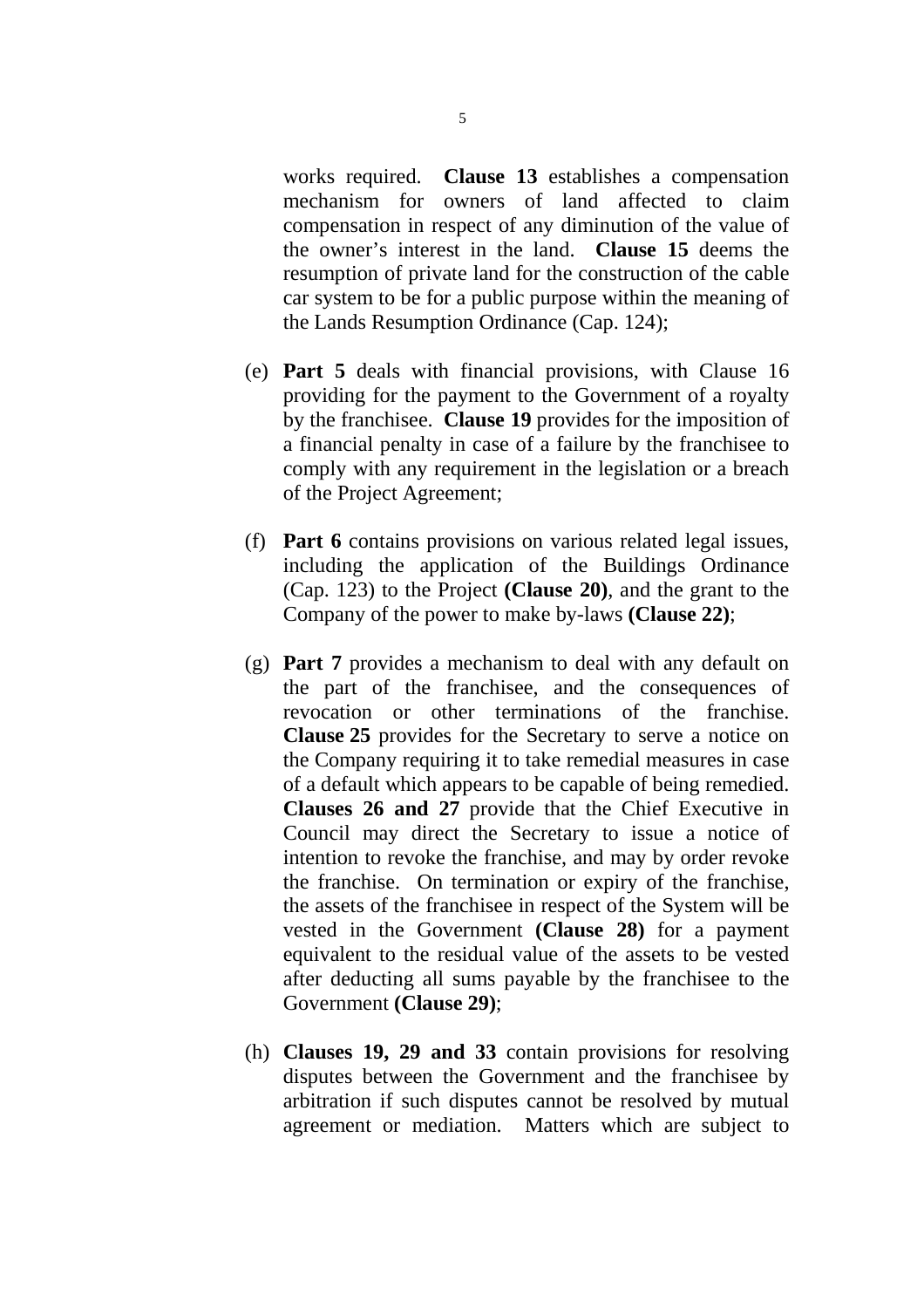works required. **Clause 13** establishes a compensation mechanism for owners of land affected to claim compensation in respect of any diminution of the value of the owner's interest in the land. **Clause 15** deems the resumption of private land for the construction of the cable car system to be for a public purpose within the meaning of the Lands Resumption Ordinance (Cap. 124);

(e) **Part 5** deals with financial provisions, with Clause 16 providing for the payment to the Government of a royalty by the franchisee. **Clause 19** provides for the imposition of a financial penalty in case of a failure by the franchisee to comply with any requirement in the legislation or a breach of the Project Agreement;

(f) **Part 6** contains provisions on various related legal issues, including the application of the Buildings Ordinance (Cap. 123) to the Project **(Clause 20)**, and the grant to the Company of the power to make by-laws **(Clause 22)**;

(g) **Part 7** provides a mechanism to deal with any default on the part of the franchisee, and the consequences of revocation or other terminations of the franchise. **Clause 25** provides for the Secretary to serve a notice on the Company requiring it to take remedial measures in case of a default which appears to be capable of being remedied. **Clauses 26 and 27** provide that the Chief Executive in Council may direct the Secretary to issue a notice of intention to revoke the franchise, and may by order revoke the franchise. On termination or expiry of the franchise, the assets of the franchisee in respect of the System will be vested in the Government **(Clause 28)** for a payment equivalent to the residual value of the assets to be vested after deducting all sums payable by the franchisee to the Government **(Clause 29)**;

(h) **Clauses 19, 29 and 33** contain provisions for resolving disputes between the Government and the franchisee by arbitration if such disputes cannot be resolved by mutual agreement or mediation. Matters which are subject to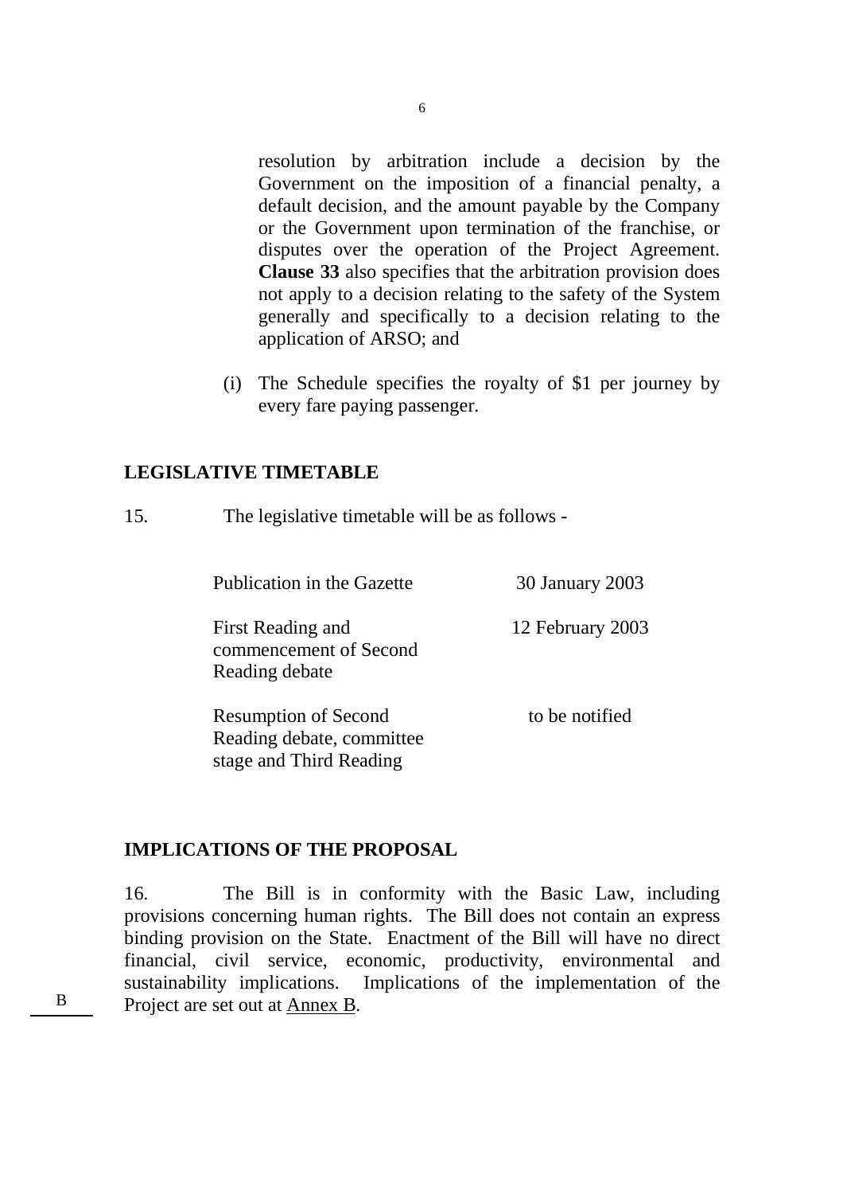resolution by arbitration include a decision by the Government on the imposition of a financial penalty, a default decision, and the amount payable by the Company or the Government upon termination of the franchise, or disputes over the operation of the Project Agreement. **Clause 33** also specifies that the arbitration provision does not apply to a decision relating to the safety of the System generally and specifically to a decision relating to the application of ARSO; and

(i) The Schedule specifies the royalty of $1 per journey by every fare paying passenger.

## LEGISLATIVE TIMETABLE

15. The legislative timetable will be as follows -

| | |
|---|---|
| Publication in the Gazette | 30 January 2003 |
| First Reading and commencement of Second Reading debate | 12 February 2003 |
| Resumption of Second Reading debate, committee stage and Third Reading | to be notified |

## IMPLICATIONS OF THE PROPOSAL

16. The Bill is in conformity with the Basic Law, including provisions concerning human rights. The Bill does not contain an express binding provision on the State. Enactment of the Bill will have no direct financial, civil service, economic, productivity, environmental and sustainability implications. Implications of the implementation of the Project are set out at Annex B.

B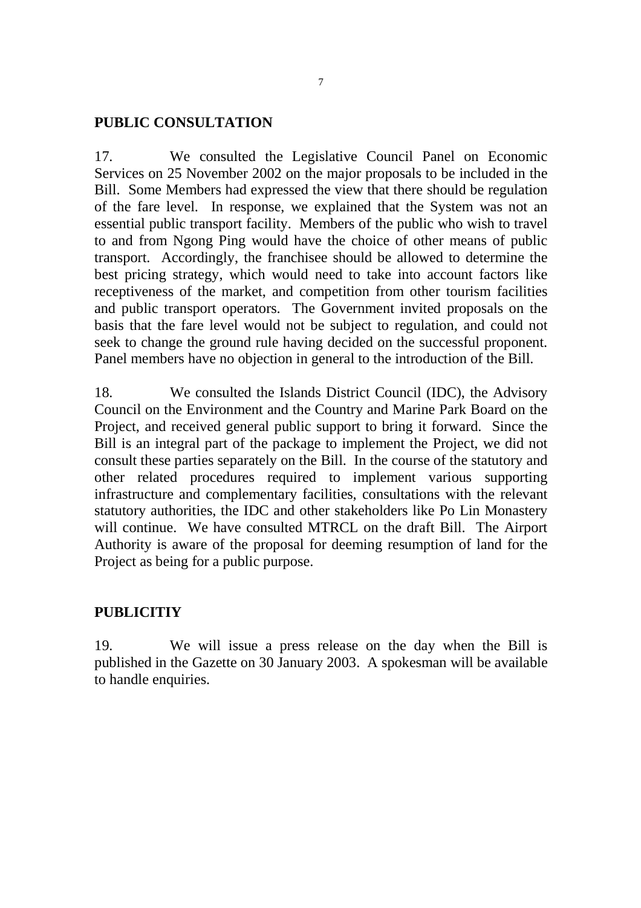## PUBLIC CONSULTATION

17. We consulted the Legislative Council Panel on Economic Services on 25 November 2002 on the major proposals to be included in the Bill. Some Members had expressed the view that there should be regulation of the fare level. In response, we explained that the System was not an essential public transport facility. Members of the public who wish to travel to and from Ngong Ping would have the choice of other means of public transport. Accordingly, the franchisee should be allowed to determine the best pricing strategy, which would need to take into account factors like receptiveness of the market, and competition from other tourism facilities and public transport operators. The Government invited proposals on the basis that the fare level would not be subject to regulation, and could not seek to change the ground rule having decided on the successful proponent. Panel members have no objection in general to the introduction of the Bill.

18. We consulted the Islands District Council (IDC), the Advisory Council on the Environment and the Country and Marine Park Board on the Project, and received general public support to bring it forward. Since the Bill is an integral part of the package to implement the Project, we did not consult these parties separately on the Bill. In the course of the statutory and other related procedures required to implement various supporting infrastructure and complementary facilities, consultations with the relevant statutory authorities, the IDC and other stakeholders like Po Lin Monastery will continue. We have consulted MTRCL on the draft Bill. The Airport Authority is aware of the proposal for deeming resumption of land for the Project as being for a public purpose.

## PUBLICITIY

19. We will issue a press release on the day when the Bill is published in the Gazette on 30 January 2003. A spokesman will be available to handle enquiries.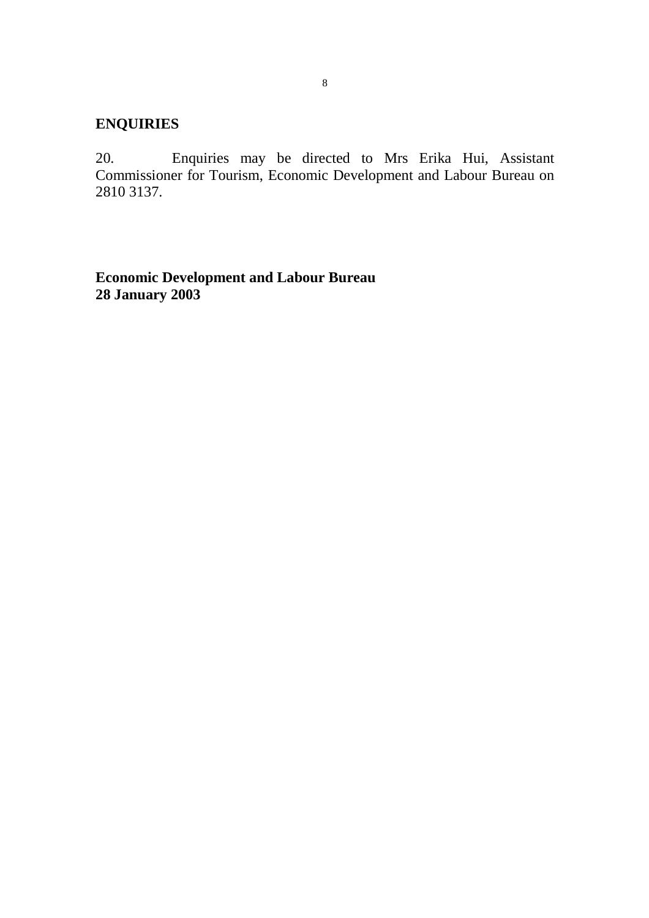## ENQUIRIES

20. Enquiries may be directed to Mrs Erika Hui, Assistant Commissioner for Tourism, Economic Development and Labour Bureau on 2810 3137.

**Economic Development and Labour Bureau**
**28 January 2003**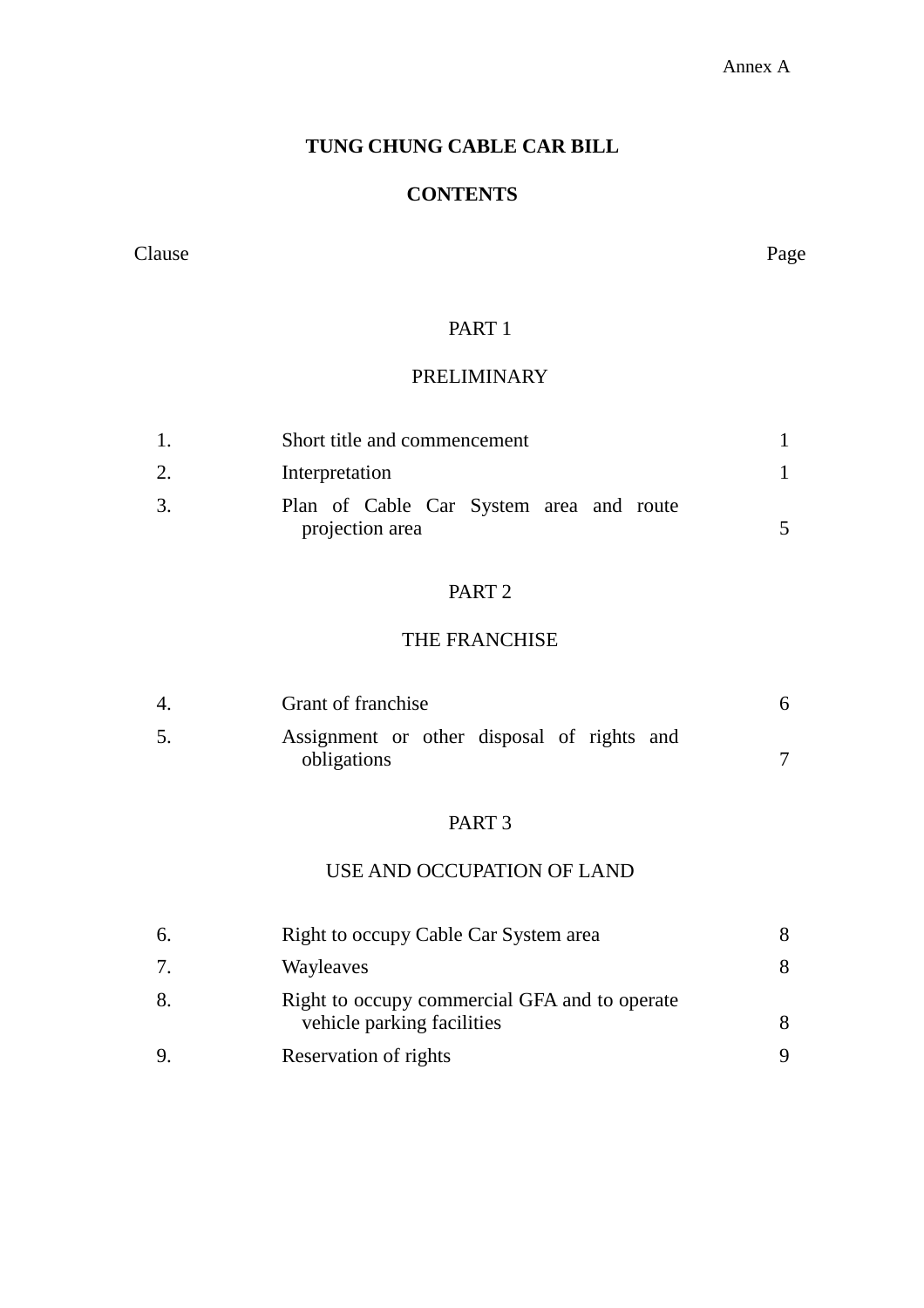Annex A

# TUNG CHUNG CABLE CAR BILL

## CONTENTS

| Clause | | Page |
|---|---|---|
| | **PART 1** | |
| | **PRELIMINARY** | |
| 1. | Short title and commencement | 1 |
| 2. | Interpretation | 1 |
| 3. | Plan of Cable Car System area and route projection area | 5 |
| | **PART 2** | |
| | **THE FRANCHISE** | |
| 4. | Grant of franchise | 6 |
| 5. | Assignment or other disposal of rights and obligations | 7 |
| | **PART 3** | |
| | **USE AND OCCUPATION OF LAND** | |
| 6. | Right to occupy Cable Car System area | 8 |
| 7. | Wayleaves | 8 |
| 8. | Right to occupy commercial GFA and to operate vehicle parking facilities | 8 |
| 9. | Reservation of rights | 9 |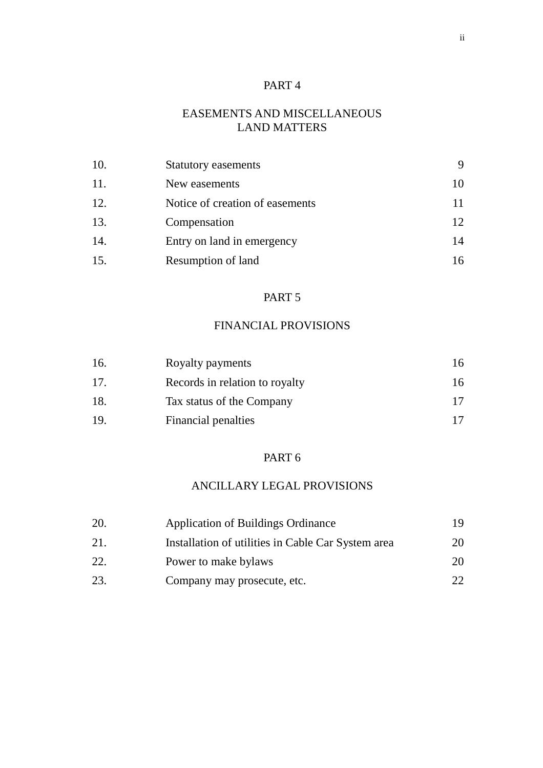## PART 4

## EASEMENTS AND MISCELLANEOUS LAND MATTERS

| | | |
|---|---|---|
| 10. | Statutory easements | 9 |
| 11. | New easements | 10 |
| 12. | Notice of creation of easements | 11 |
| 13. | Compensation | 12 |
| 14. | Entry on land in emergency | 14 |
| 15. | Resumption of land | 16 |

## PART 5

## FINANCIAL PROVISIONS

| | | |
|---|---|---|
| 16. | Royalty payments | 16 |
| 17. | Records in relation to royalty | 16 |
| 18. | Tax status of the Company | 17 |
| 19. | Financial penalties | 17 |

## PART 6

## ANCILLARY LEGAL PROVISIONS

| | | |
|---|---|---|
| 20. | Application of Buildings Ordinance | 19 |
| 21. | Installation of utilities in Cable Car System area | 20 |
| 22. | Power to make bylaws | 20 |
| 23. | Company may prosecute, etc. | 22 |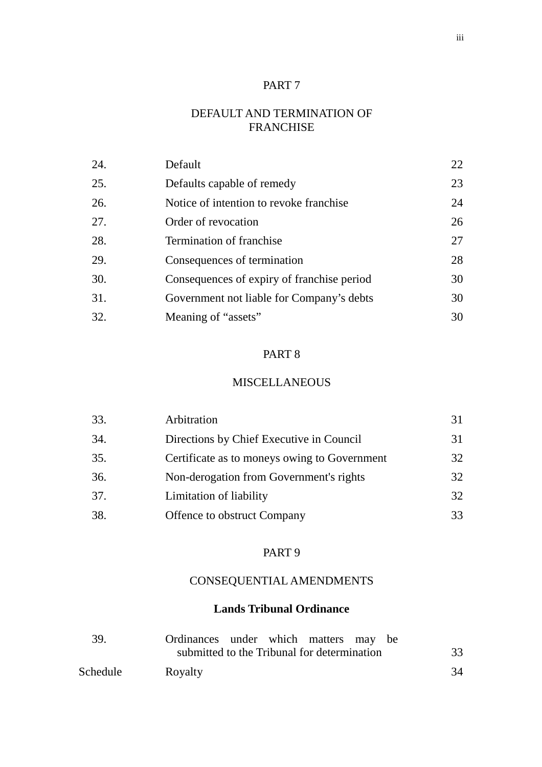## PART 7

## DEFAULT AND TERMINATION OF FRANCHISE

| | | |
|---|---|---|
| 24. | Default | 22 |
| 25. | Defaults capable of remedy | 23 |
| 26. | Notice of intention to revoke franchise | 24 |
| 27. | Order of revocation | 26 |
| 28. | Termination of franchise | 27 |
| 29. | Consequences of termination | 28 |
| 30. | Consequences of expiry of franchise period | 30 |
| 31. | Government not liable for Company's debts | 30 |
| 32. | Meaning of "assets" | 30 |

## PART 8

## MISCELLANEOUS

| | | |
|---|---|---|
| 33. | Arbitration | 31 |
| 34. | Directions by Chief Executive in Council | 31 |
| 35. | Certificate as to moneys owing to Government | 32 |
| 36. | Non-derogation from Government's rights | 32 |
| 37. | Limitation of liability | 32 |
| 38. | Offence to obstruct Company | 33 |

## PART 9

## CONSEQUENTIAL AMENDMENTS

### Lands Tribunal Ordinance

| | | |
|---|---|---|
| 39. | Ordinances under which matters may be submitted to the Tribunal for determination | 33 |
| Schedule | Royalty | 34 |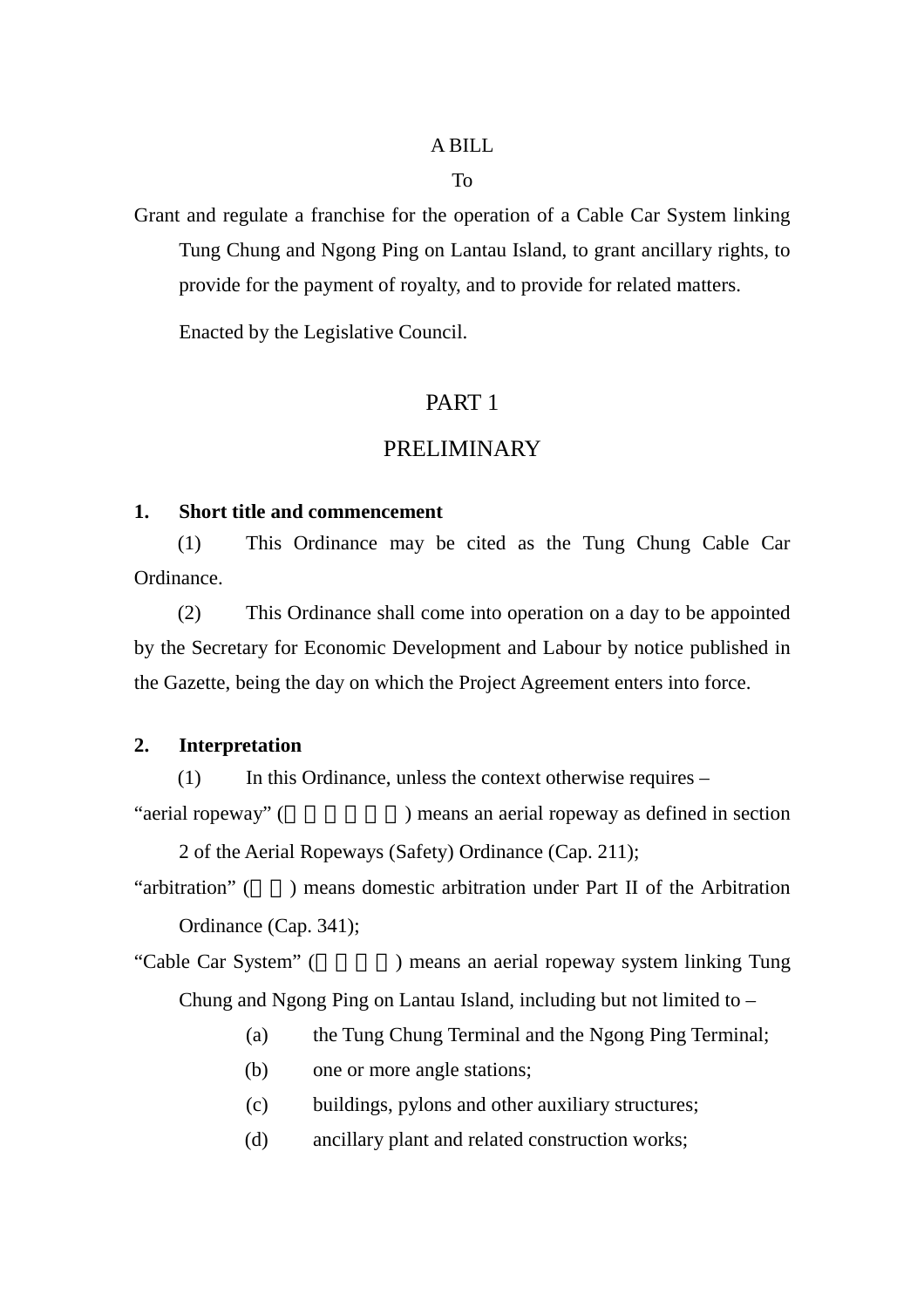A BILL

To

Grant and regulate a franchise for the operation of a Cable Car System linking Tung Chung and Ngong Ping on Lantau Island, to grant ancillary rights, to provide for the payment of royalty, and to provide for related matters.

Enacted by the Legislative Council.

## PART 1

## PRELIMINARY

**1. Short title and commencement**

(1) This Ordinance may be cited as the Tung Chung Cable Car Ordinance.

(2) This Ordinance shall come into operation on a day to be appointed by the Secretary for Economic Development and Labour by notice published in the Gazette, being the day on which the Project Agreement enters into force.

**2. Interpretation**

(1) In this Ordinance, unless the context otherwise requires –

"aerial ropeway" () means an aerial ropeway as defined in section 2 of the Aerial Ropeways (Safety) Ordinance (Cap. 211);

"arbitration" () means domestic arbitration under Part II of the Arbitration Ordinance (Cap. 341);

"Cable Car System" () means an aerial ropeway system linking Tung Chung and Ngong Ping on Lantau Island, including but not limited to –

(a) the Tung Chung Terminal and the Ngong Ping Terminal;

(b) one or more angle stations;

(c) buildings, pylons and other auxiliary structures;

(d) ancillary plant and related construction works;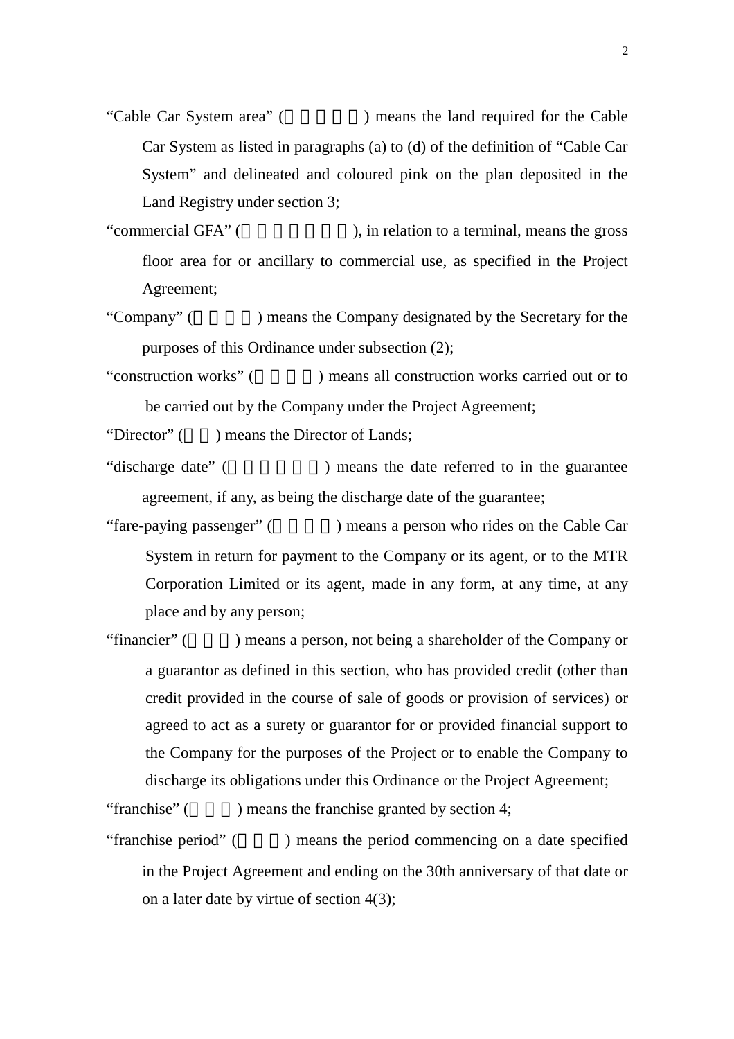"Cable Car System area" (     ) means the land required for the Cable Car System as listed in paragraphs (a) to (d) of the definition of "Cable Car System" and delineated and coloured pink on the plan deposited in the Land Registry under section 3;

"commercial GFA" (       ), in relation to a terminal, means the gross floor area for or ancillary to commercial use, as specified in the Project Agreement;

"Company" (    ) means the Company designated by the Secretary for the purposes of this Ordinance under subsection (2);

"construction works" (    ) means all construction works carried out or to be carried out by the Company under the Project Agreement;

"Director" (  ) means the Director of Lands;

"discharge date" (      ) means the date referred to in the guarantee agreement, if any, as being the discharge date of the guarantee;

"fare-paying passenger" (    ) means a person who rides on the Cable Car System in return for payment to the Company or its agent, or to the MTR Corporation Limited or its agent, made in any form, at any time, at any place and by any person;

"financier" (   ) means a person, not being a shareholder of the Company or a guarantor as defined in this section, who has provided credit (other than credit provided in the course of sale of goods or provision of services) or agreed to act as a surety or guarantor for or provided financial support to the Company for the purposes of the Project or to enable the Company to discharge its obligations under this Ordinance or the Project Agreement;

"franchise" (   ) means the franchise granted by section 4;

"franchise period" (   ) means the period commencing on a date specified in the Project Agreement and ending on the 30th anniversary of that date or on a later date by virtue of section 4(3);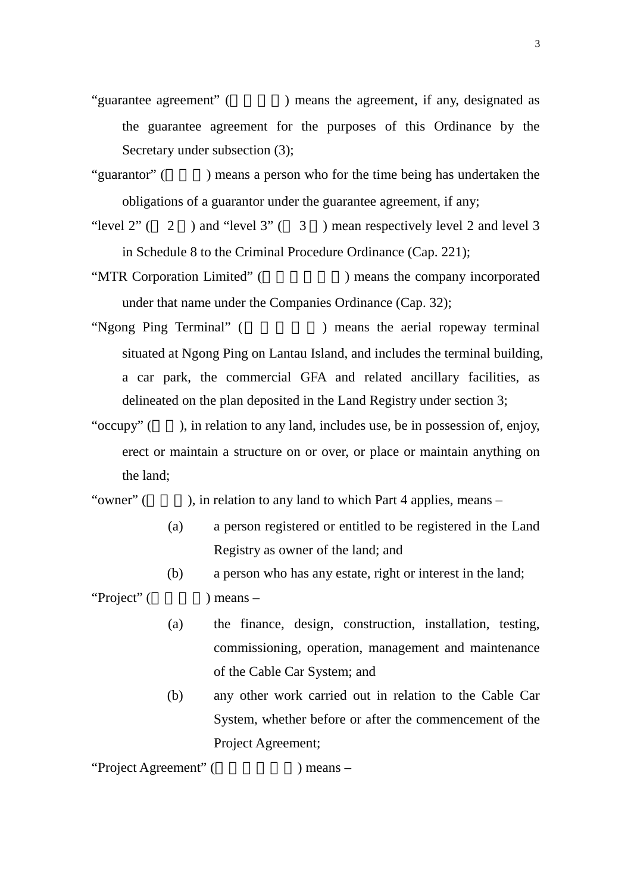“guarantee agreement” (　　　　) means the agreement, if any, designated as the guarantee agreement for the purposes of this Ordinance by the Secretary under subsection (3);

“guarantor” (　　　) means a person who for the time being has undertaken the obligations of a guarantor under the guarantee agreement, if any;

“level 2” (　2　) and “level 3” (　3　) mean respectively level 2 and level 3 in Schedule 8 to the Criminal Procedure Ordinance (Cap. 221);

“MTR Corporation Limited” (　　　　　　) means the company incorporated under that name under the Companies Ordinance (Cap. 32);

“Ngong Ping Terminal” (　　　　　) means the aerial ropeway terminal situated at Ngong Ping on Lantau Island, and includes the terminal building, a car park, the commercial GFA and related ancillary facilities, as delineated on the plan deposited in the Land Registry under section 3;

“occupy” (　　), in relation to any land, includes use, be in possession of, enjoy, erect or maintain a structure on or over, or place or maintain anything on the land;

“owner” (　　　), in relation to any land to which Part 4 applies, means –

(a) a person registered or entitled to be registered in the Land Registry as owner of the land; and

(b) a person who has any estate, right or interest in the land;

“Project” (　　　　) means –

(a) the finance, design, construction, installation, testing, commissioning, operation, management and maintenance of the Cable Car System; and

(b) any other work carried out in relation to the Cable Car System, whether before or after the commencement of the Project Agreement;

“Project Agreement” (　　　　　　) means –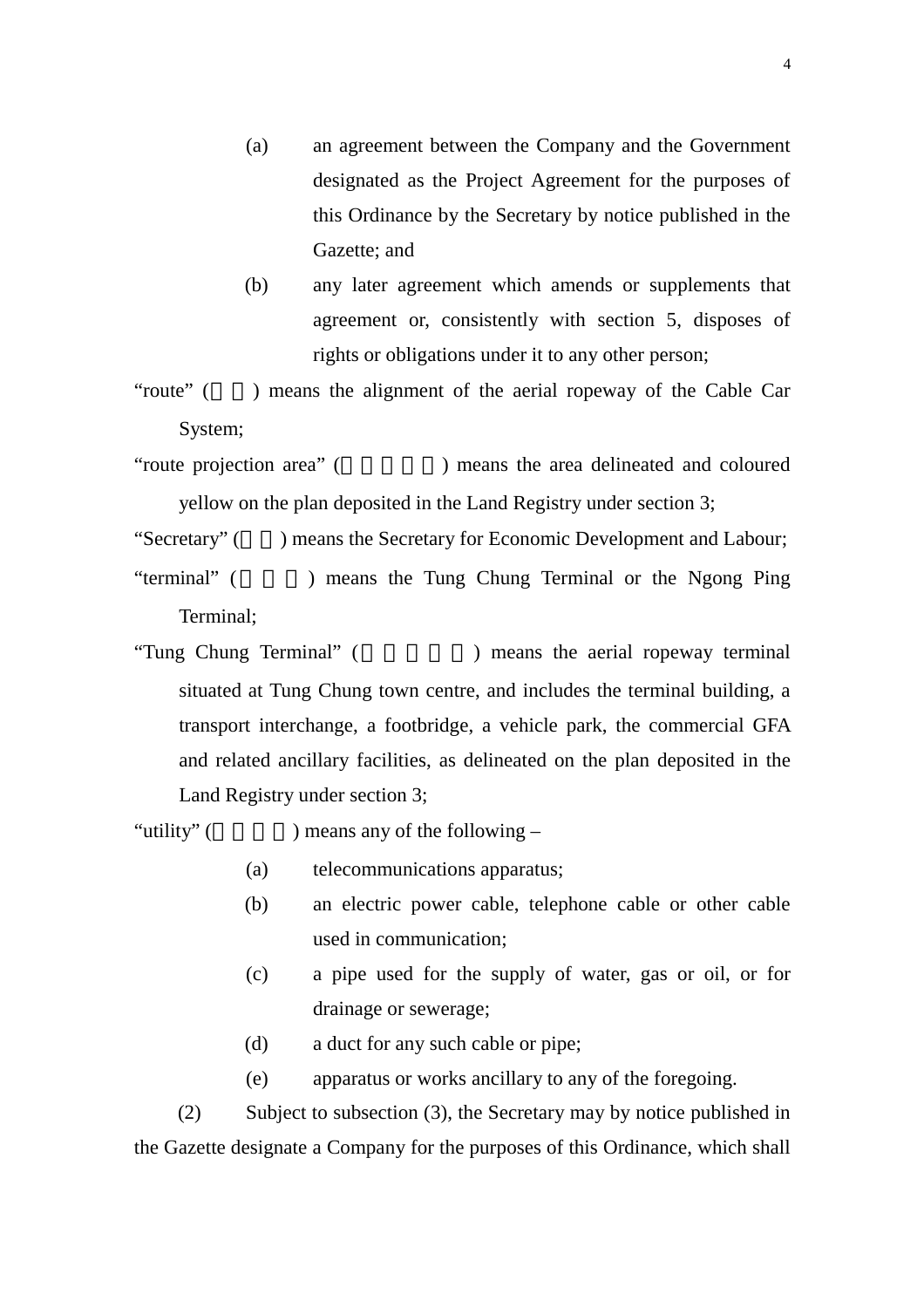(a) an agreement between the Company and the Government designated as the Project Agreement for the purposes of this Ordinance by the Secretary by notice published in the Gazette; and

(b) any later agreement which amends or supplements that agreement or, consistently with section 5, disposes of rights or obligations under it to any other person;

"route" ( ) means the alignment of the aerial ropeway of the Cable Car System;

"route projection area" ( ) means the area delineated and coloured yellow on the plan deposited in the Land Registry under section 3;

"Secretary" ( ) means the Secretary for Economic Development and Labour;

"terminal" ( ) means the Tung Chung Terminal or the Ngong Ping Terminal;

"Tung Chung Terminal" ( ) means the aerial ropeway terminal situated at Tung Chung town centre, and includes the terminal building, a transport interchange, a footbridge, a vehicle park, the commercial GFA and related ancillary facilities, as delineated on the plan deposited in the Land Registry under section 3;

"utility" ( ) means any of the following –

(a) telecommunications apparatus;

(b) an electric power cable, telephone cable or other cable used in communication;

(c) a pipe used for the supply of water, gas or oil, or for drainage or sewerage;

(d) a duct for any such cable or pipe;

(e) apparatus or works ancillary to any of the foregoing.

(2) Subject to subsection (3), the Secretary may by notice published in the Gazette designate a Company for the purposes of this Ordinance, which shall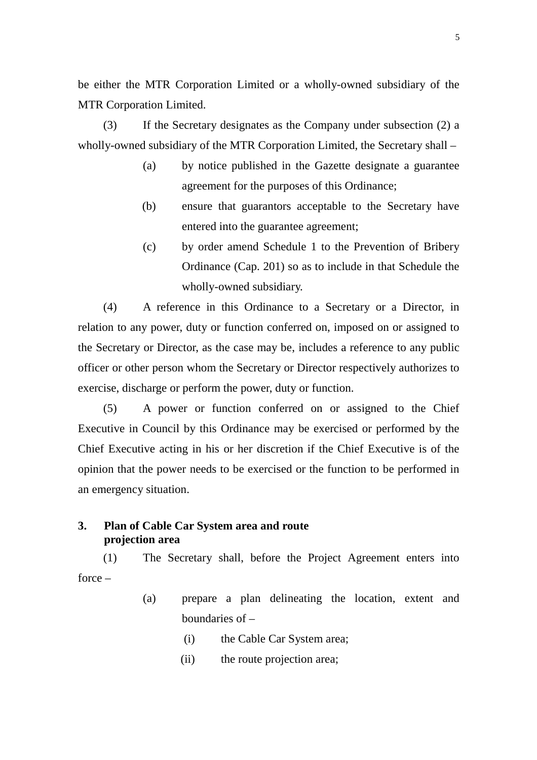be either the MTR Corporation Limited or a wholly-owned subsidiary of the MTR Corporation Limited.

(3) If the Secretary designates as the Company under subsection (2) a wholly-owned subsidiary of the MTR Corporation Limited, the Secretary shall –

- (a) by notice published in the Gazette designate a guarantee agreement for the purposes of this Ordinance;
- (b) ensure that guarantors acceptable to the Secretary have entered into the guarantee agreement;
- (c) by order amend Schedule 1 to the Prevention of Bribery Ordinance (Cap. 201) so as to include in that Schedule the wholly-owned subsidiary.

(4) A reference in this Ordinance to a Secretary or a Director, in relation to any power, duty or function conferred on, imposed on or assigned to the Secretary or Director, as the case may be, includes a reference to any public officer or other person whom the Secretary or Director respectively authorizes to exercise, discharge or perform the power, duty or function.

(5) A power or function conferred on or assigned to the Chief Executive in Council by this Ordinance may be exercised or performed by the Chief Executive acting in his or her discretion if the Chief Executive is of the opinion that the power needs to be exercised or the function to be performed in an emergency situation.

**3. Plan of Cable Car System area and route projection area**

(1) The Secretary shall, before the Project Agreement enters into force –

- (a) prepare a plan delineating the location, extent and boundaries of –
  - (i) the Cable Car System area;
  - (ii) the route projection area;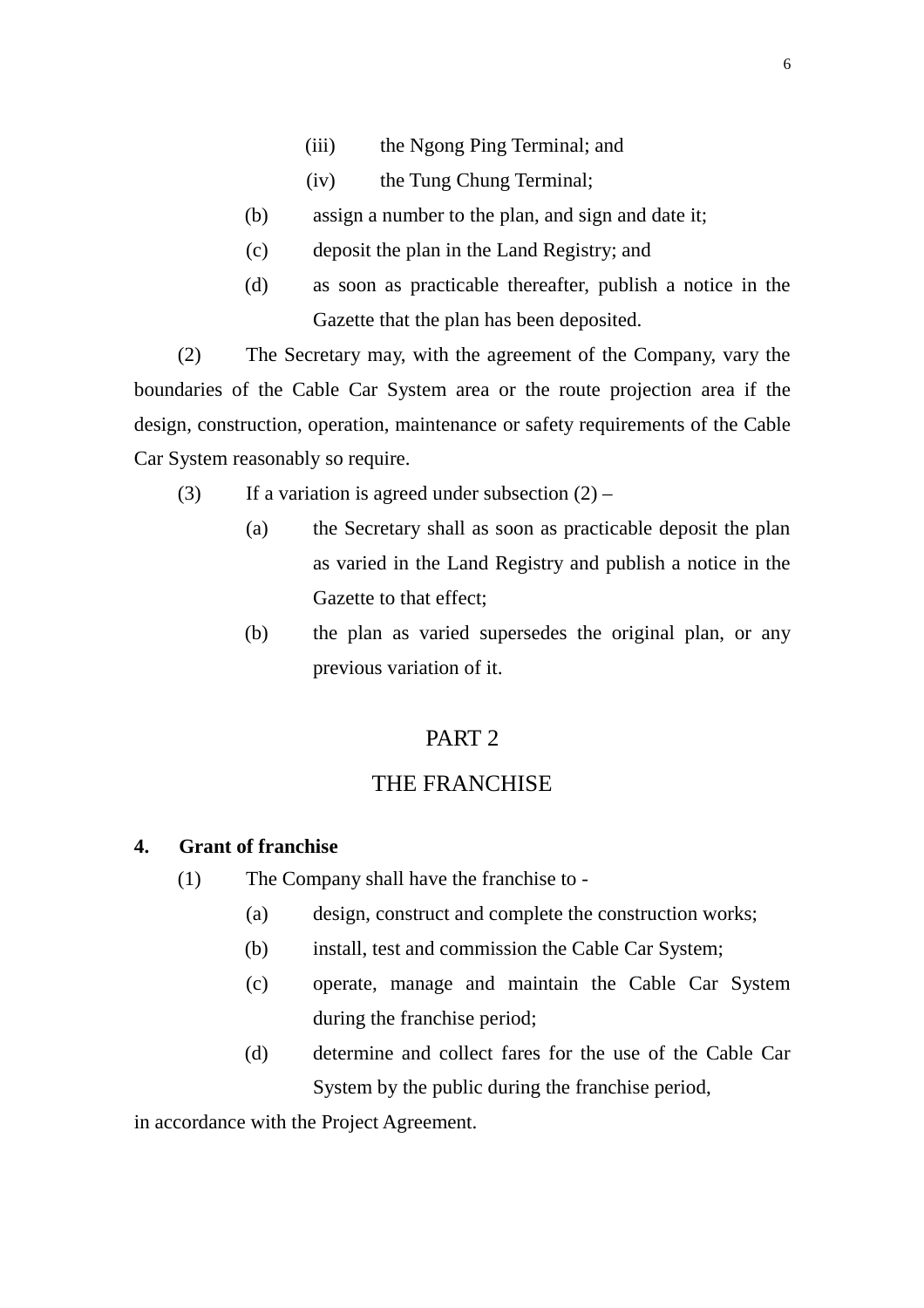(iii) the Ngong Ping Terminal; and

(iv) the Tung Chung Terminal;

(b) assign a number to the plan, and sign and date it;

(c) deposit the plan in the Land Registry; and

(d) as soon as practicable thereafter, publish a notice in the Gazette that the plan has been deposited.

(2) The Secretary may, with the agreement of the Company, vary the boundaries of the Cable Car System area or the route projection area if the design, construction, operation, maintenance or safety requirements of the Cable Car System reasonably so require.

(3) If a variation is agreed under subsection (2) –

(a) the Secretary shall as soon as practicable deposit the plan as varied in the Land Registry and publish a notice in the Gazette to that effect;

(b) the plan as varied supersedes the original plan, or any previous variation of it.

## PART 2

## THE FRANCHISE

**4. Grant of franchise**

(1) The Company shall have the franchise to -

(a) design, construct and complete the construction works;

(b) install, test and commission the Cable Car System;

(c) operate, manage and maintain the Cable Car System during the franchise period;

(d) determine and collect fares for the use of the Cable Car System by the public during the franchise period,

in accordance with the Project Agreement.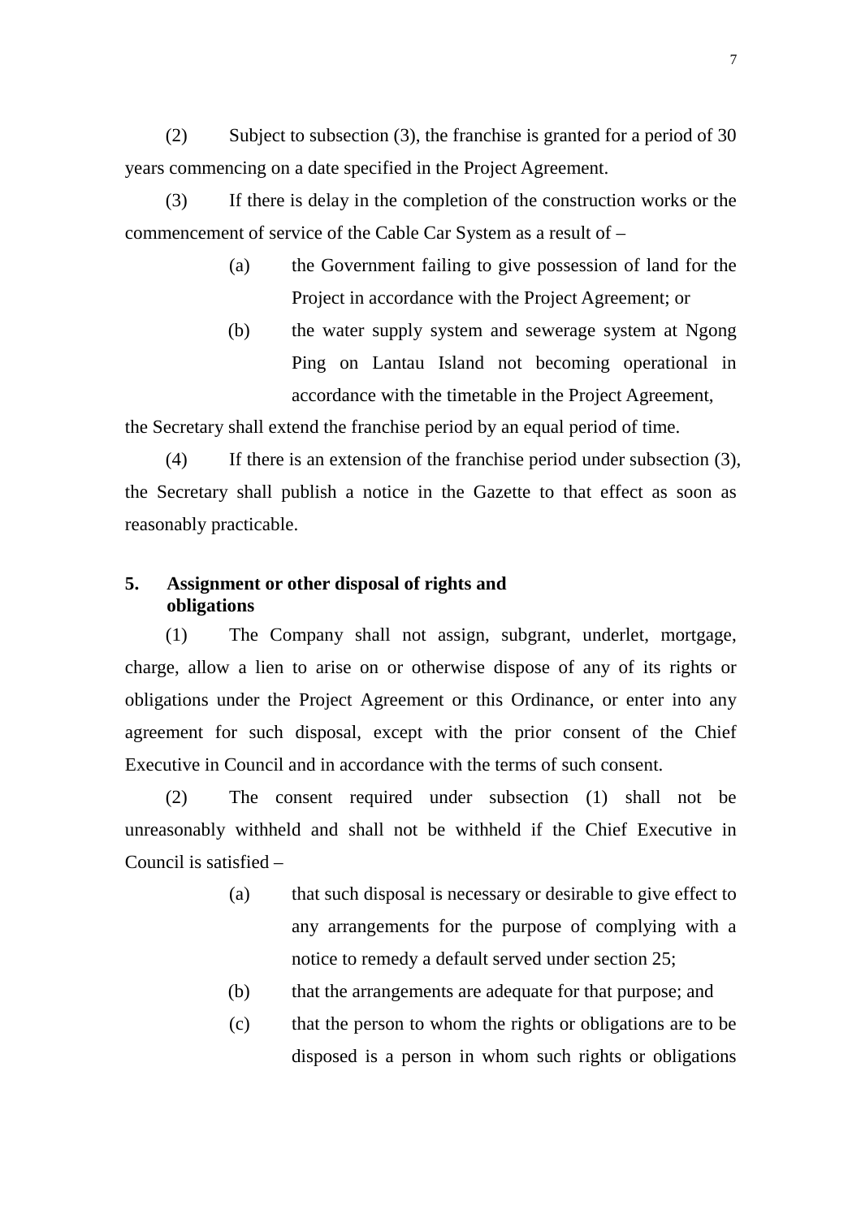(2) Subject to subsection (3), the franchise is granted for a period of 30 years commencing on a date specified in the Project Agreement.

(3) If there is delay in the completion of the construction works or the commencement of service of the Cable Car System as a result of –

> (a) the Government failing to give possession of land for the Project in accordance with the Project Agreement; or
>
> (b) the water supply system and sewerage system at Ngong Ping on Lantau Island not becoming operational in accordance with the timetable in the Project Agreement,

the Secretary shall extend the franchise period by an equal period of time.

(4) If there is an extension of the franchise period under subsection (3), the Secretary shall publish a notice in the Gazette to that effect as soon as reasonably practicable.

### 5. Assignment or other disposal of rights and obligations

(1) The Company shall not assign, subgrant, underlet, mortgage, charge, allow a lien to arise on or otherwise dispose of any of its rights or obligations under the Project Agreement or this Ordinance, or enter into any agreement for such disposal, except with the prior consent of the Chief Executive in Council and in accordance with the terms of such consent.

(2) The consent required under subsection (1) shall not be unreasonably withheld and shall not be withheld if the Chief Executive in Council is satisfied –

> (a) that such disposal is necessary or desirable to give effect to any arrangements for the purpose of complying with a notice to remedy a default served under section 25;
>
> (b) that the arrangements are adequate for that purpose; and
>
> (c) that the person to whom the rights or obligations are to be disposed is a person in whom such rights or obligations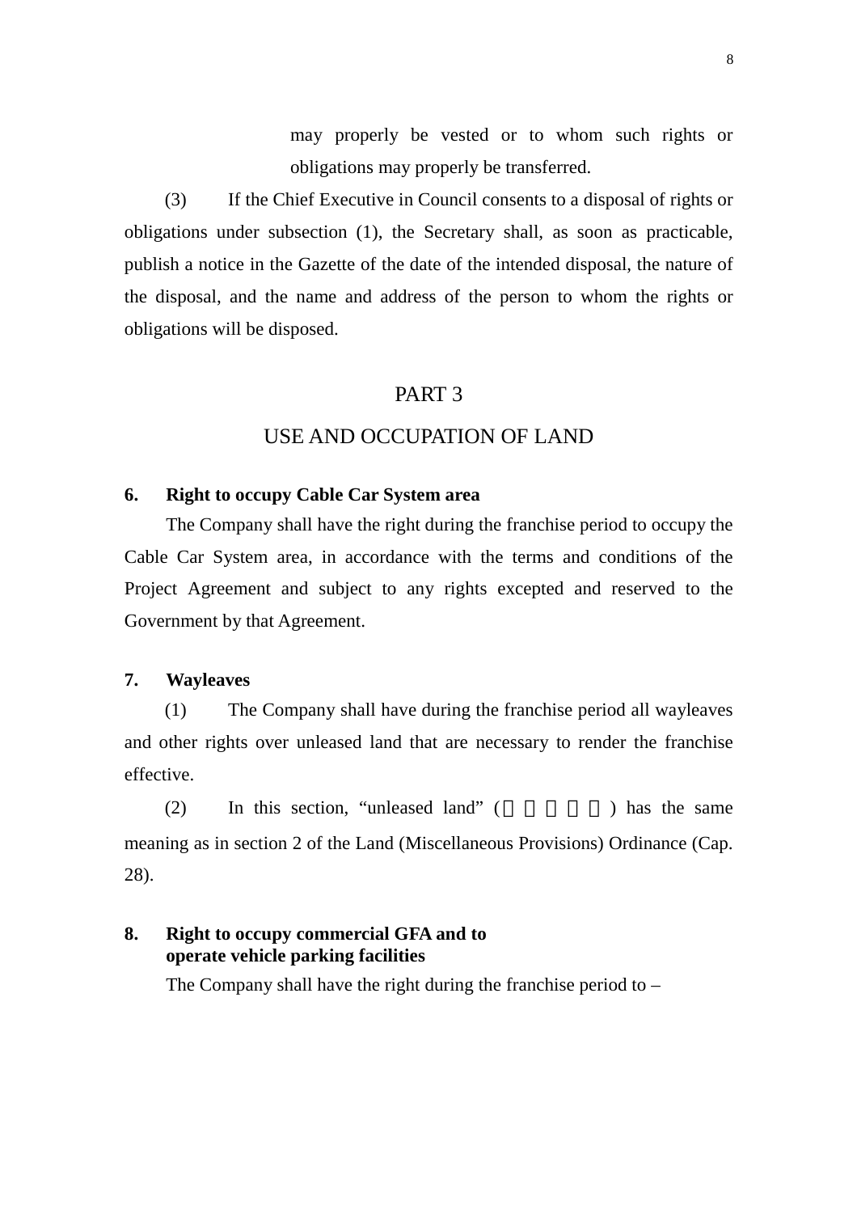may properly be vested or to whom such rights or obligations may properly be transferred.

(3) If the Chief Executive in Council consents to a disposal of rights or obligations under subsection (1), the Secretary shall, as soon as practicable, publish a notice in the Gazette of the date of the intended disposal, the nature of the disposal, and the name and address of the person to whom the rights or obligations will be disposed.

## PART 3

## USE AND OCCUPATION OF LAND

**6. Right to occupy Cable Car System area**

The Company shall have the right during the franchise period to occupy the Cable Car System area, in accordance with the terms and conditions of the Project Agreement and subject to any rights excepted and reserved to the Government by that Agreement.

**7. Wayleaves**

(1) The Company shall have during the franchise period all wayleaves and other rights over unleased land that are necessary to render the franchise effective.

(2) In this section, "unleased land" (　　　　　) has the same meaning as in section 2 of the Land (Miscellaneous Provisions) Ordinance (Cap. 28).

**8. Right to occupy commercial GFA and to operate vehicle parking facilities**

The Company shall have the right during the franchise period to –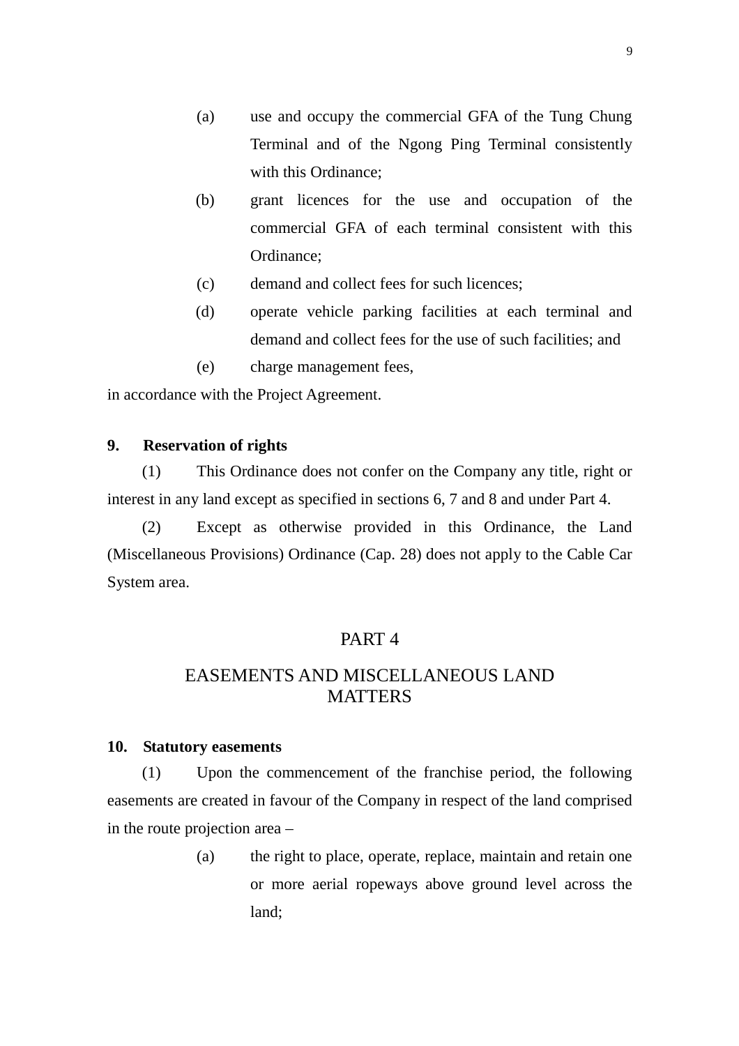(a) use and occupy the commercial GFA of the Tung Chung Terminal and of the Ngong Ping Terminal consistently with this Ordinance;

(b) grant licences for the use and occupation of the commercial GFA of each terminal consistent with this Ordinance;

(c) demand and collect fees for such licences;

(d) operate vehicle parking facilities at each terminal and demand and collect fees for the use of such facilities; and

(e) charge management fees,

in accordance with the Project Agreement.

**9. Reservation of rights**

(1) This Ordinance does not confer on the Company any title, right or interest in any land except as specified in sections 6, 7 and 8 and under Part 4.

(2) Except as otherwise provided in this Ordinance, the Land (Miscellaneous Provisions) Ordinance (Cap. 28) does not apply to the Cable Car System area.

## PART 4

## EASEMENTS AND MISCELLANEOUS LAND MATTERS

**10. Statutory easements**

(1) Upon the commencement of the franchise period, the following easements are created in favour of the Company in respect of the land comprised in the route projection area –

(a) the right to place, operate, replace, maintain and retain one or more aerial ropeways above ground level across the land;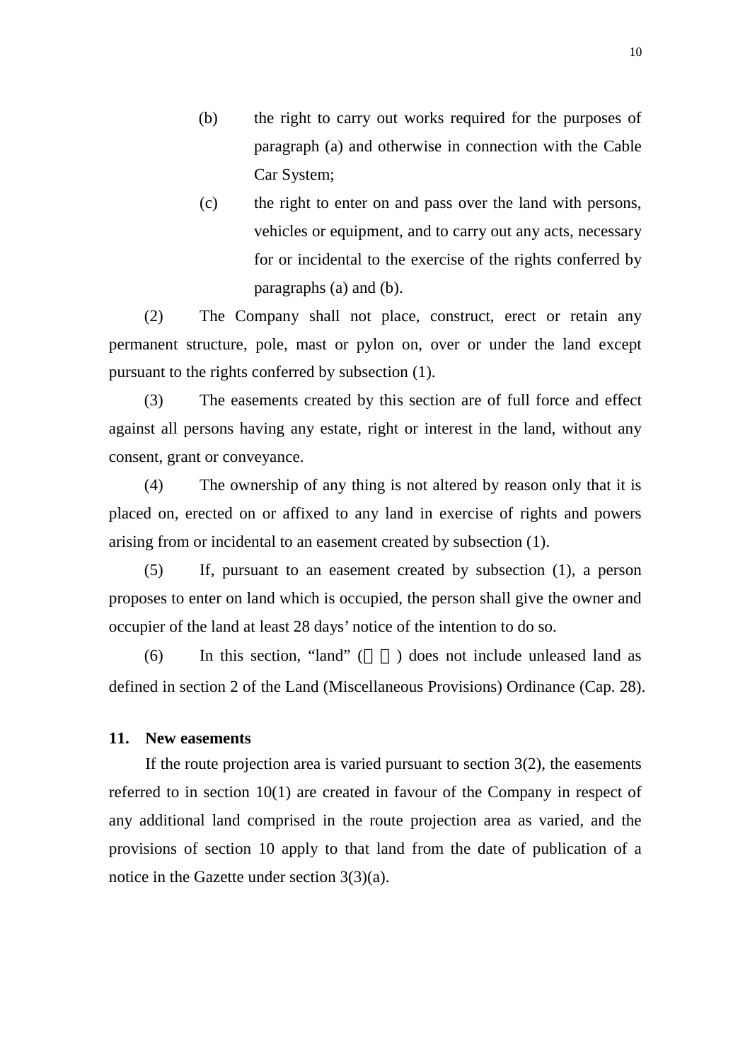(b) the right to carry out works required for the purposes of paragraph (a) and otherwise in connection with the Cable Car System;

(c) the right to enter on and pass over the land with persons, vehicles or equipment, and to carry out any acts, necessary for or incidental to the exercise of the rights conferred by paragraphs (a) and (b).

(2) The Company shall not place, construct, erect or retain any permanent structure, pole, mast or pylon on, over or under the land except pursuant to the rights conferred by subsection (1).

(3) The easements created by this section are of full force and effect against all persons having any estate, right or interest in the land, without any consent, grant or conveyance.

(4) The ownership of any thing is not altered by reason only that it is placed on, erected on or affixed to any land in exercise of rights and powers arising from or incidental to an easement created by subsection (1).

(5) If, pursuant to an easement created by subsection (1), a person proposes to enter on land which is occupied, the person shall give the owner and occupier of the land at least 28 days' notice of the intention to do so.

(6) In this section, "land" (土地) does not include unleased land as defined in section 2 of the Land (Miscellaneous Provisions) Ordinance (Cap. 28).

**11. New easements**

If the route projection area is varied pursuant to section 3(2), the easements referred to in section 10(1) are created in favour of the Company in respect of any additional land comprised in the route projection area as varied, and the provisions of section 10 apply to that land from the date of publication of a notice in the Gazette under section 3(3)(a).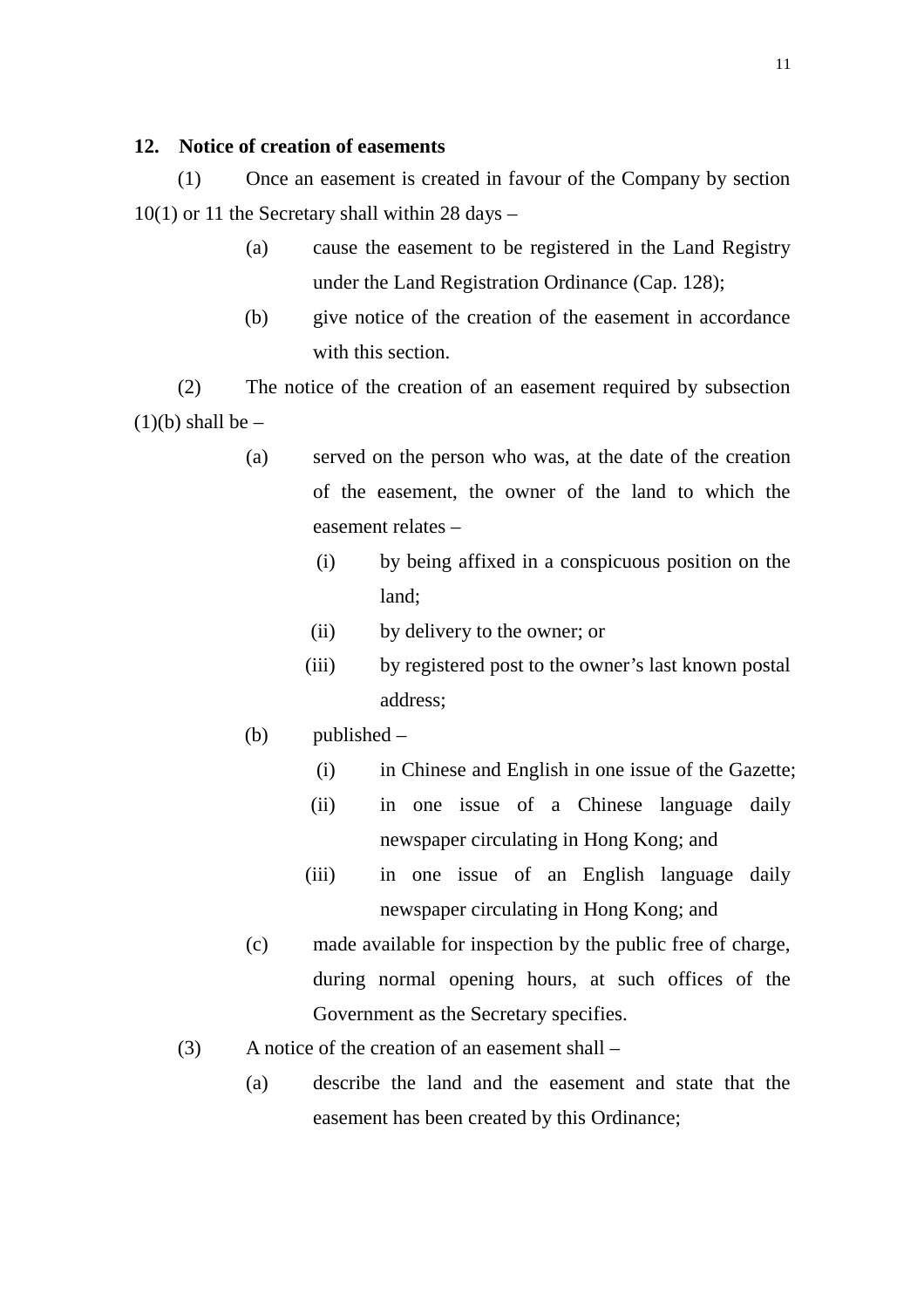### 12. Notice of creation of easements

(1) Once an easement is created in favour of the Company by section 10(1) or 11 the Secretary shall within 28 days –

- (a) cause the easement to be registered in the Land Registry under the Land Registration Ordinance (Cap. 128);
- (b) give notice of the creation of the easement in accordance with this section.

(2) The notice of the creation of an easement required by subsection (1)(b) shall be –

- (a) served on the person who was, at the date of the creation of the easement, the owner of the land to which the easement relates –
  - (i) by being affixed in a conspicuous position on the land;
  - (ii) by delivery to the owner; or
  - (iii) by registered post to the owner's last known postal address;
- (b) published –
  - (i) in Chinese and English in one issue of the Gazette;
  - (ii) in one issue of a Chinese language daily newspaper circulating in Hong Kong; and
  - (iii) in one issue of an English language daily newspaper circulating in Hong Kong; and
- (c) made available for inspection by the public free of charge, during normal opening hours, at such offices of the Government as the Secretary specifies.

(3) A notice of the creation of an easement shall –

- (a) describe the land and the easement and state that the easement has been created by this Ordinance;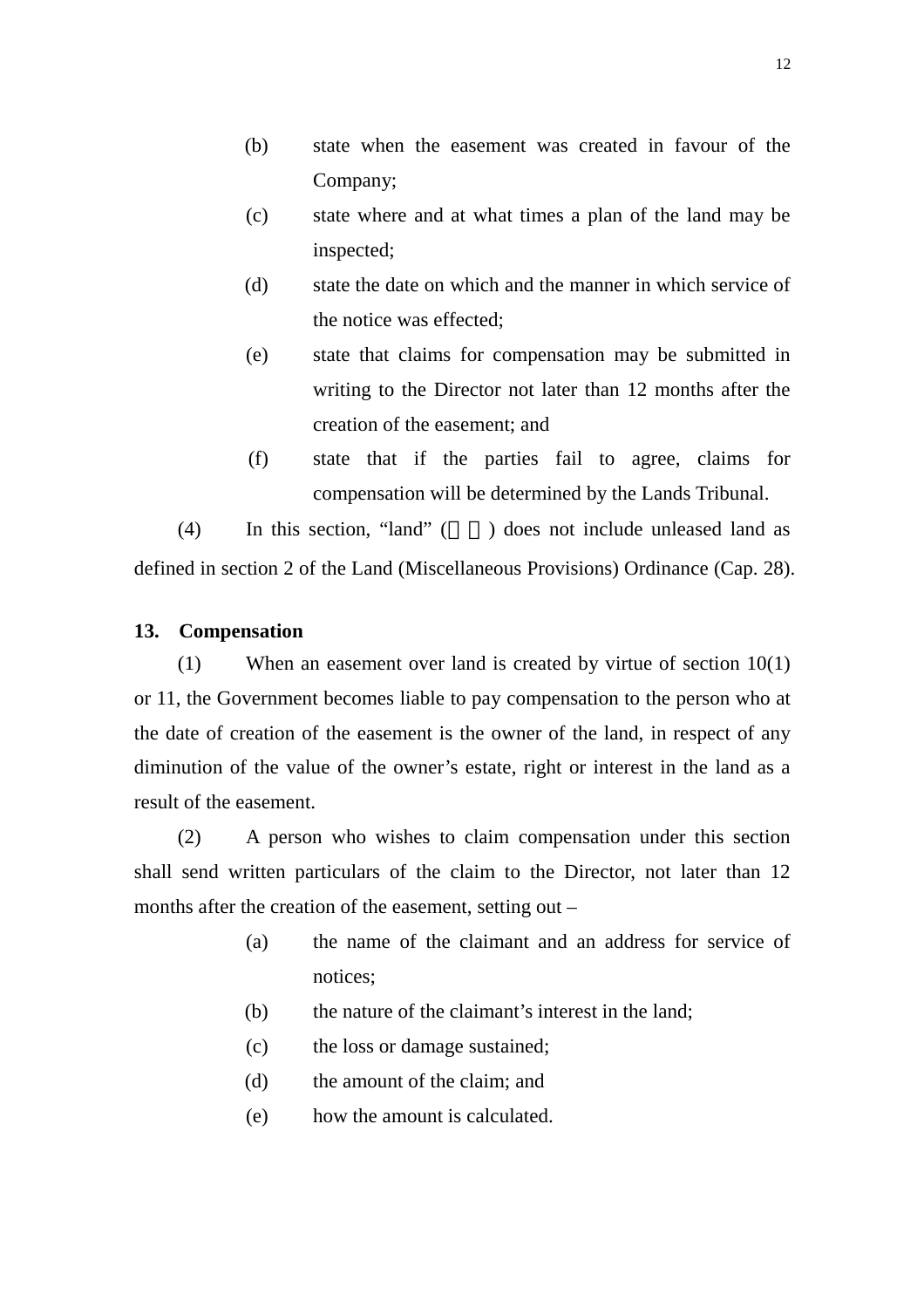(b) state when the easement was created in favour of the Company;

(c) state where and at what times a plan of the land may be inspected;

(d) state the date on which and the manner in which service of the notice was effected;

(e) state that claims for compensation may be submitted in writing to the Director not later than 12 months after the creation of the easement; and

(f) state that if the parties fail to agree, claims for compensation will be determined by the Lands Tribunal.

(4) In this section, "land" (　　) does not include unleased land as defined in section 2 of the Land (Miscellaneous Provisions) Ordinance (Cap. 28).

**13. Compensation**

(1) When an easement over land is created by virtue of section 10(1) or 11, the Government becomes liable to pay compensation to the person who at the date of creation of the easement is the owner of the land, in respect of any diminution of the value of the owner's estate, right or interest in the land as a result of the easement.

(2) A person who wishes to claim compensation under this section shall send written particulars of the claim to the Director, not later than 12 months after the creation of the easement, setting out –

(a) the name of the claimant and an address for service of notices;

(b) the nature of the claimant's interest in the land;

(c) the loss or damage sustained;

(d) the amount of the claim; and

(e) how the amount is calculated.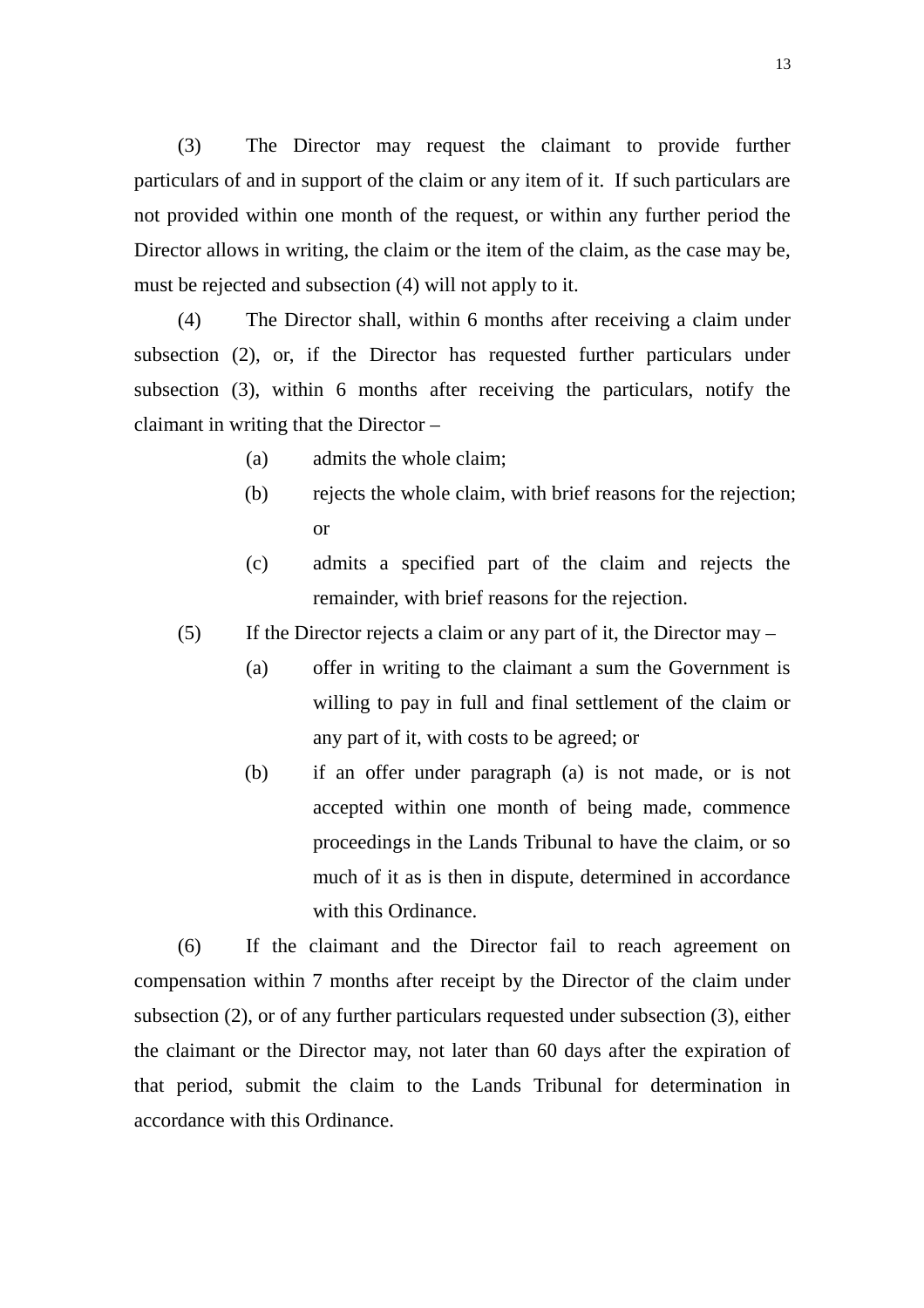(3) The Director may request the claimant to provide further particulars of and in support of the claim or any item of it. If such particulars are not provided within one month of the request, or within any further period the Director allows in writing, the claim or the item of the claim, as the case may be, must be rejected and subsection (4) will not apply to it.

(4) The Director shall, within 6 months after receiving a claim under subsection (2), or, if the Director has requested further particulars under subsection (3), within 6 months after receiving the particulars, notify the claimant in writing that the Director –

- (a) admits the whole claim;
- (b) rejects the whole claim, with brief reasons for the rejection; or
- (c) admits a specified part of the claim and rejects the remainder, with brief reasons for the rejection.

(5) If the Director rejects a claim or any part of it, the Director may –

- (a) offer in writing to the claimant a sum the Government is willing to pay in full and final settlement of the claim or any part of it, with costs to be agreed; or
- (b) if an offer under paragraph (a) is not made, or is not accepted within one month of being made, commence proceedings in the Lands Tribunal to have the claim, or so much of it as is then in dispute, determined in accordance with this Ordinance.

(6) If the claimant and the Director fail to reach agreement on compensation within 7 months after receipt by the Director of the claim under subsection (2), or of any further particulars requested under subsection (3), either the claimant or the Director may, not later than 60 days after the expiration of that period, submit the claim to the Lands Tribunal for determination in accordance with this Ordinance.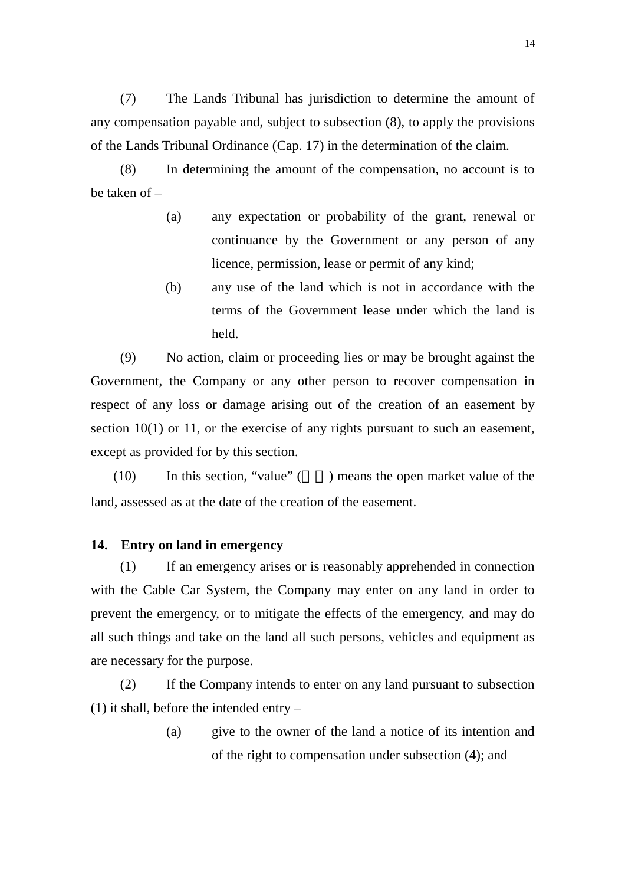(7) The Lands Tribunal has jurisdiction to determine the amount of any compensation payable and, subject to subsection (8), to apply the provisions of the Lands Tribunal Ordinance (Cap. 17) in the determination of the claim.

(8) In determining the amount of the compensation, no account is to be taken of –

(a) any expectation or probability of the grant, renewal or continuance by the Government or any person of any licence, permission, lease or permit of any kind;

(b) any use of the land which is not in accordance with the terms of the Government lease under which the land is held.

(9) No action, claim or proceeding lies or may be brought against the Government, the Company or any other person to recover compensation in respect of any loss or damage arising out of the creation of an easement by section 10(1) or 11, or the exercise of any rights pursuant to such an easement, except as provided for by this section.

(10) In this section, "value" (　　) means the open market value of the land, assessed as at the date of the creation of the easement.

**14. Entry on land in emergency**

(1) If an emergency arises or is reasonably apprehended in connection with the Cable Car System, the Company may enter on any land in order to prevent the emergency, or to mitigate the effects of the emergency, and may do all such things and take on the land all such persons, vehicles and equipment as are necessary for the purpose.

(2) If the Company intends to enter on any land pursuant to subsection (1) it shall, before the intended entry –

(a) give to the owner of the land a notice of its intention and of the right to compensation under subsection (4); and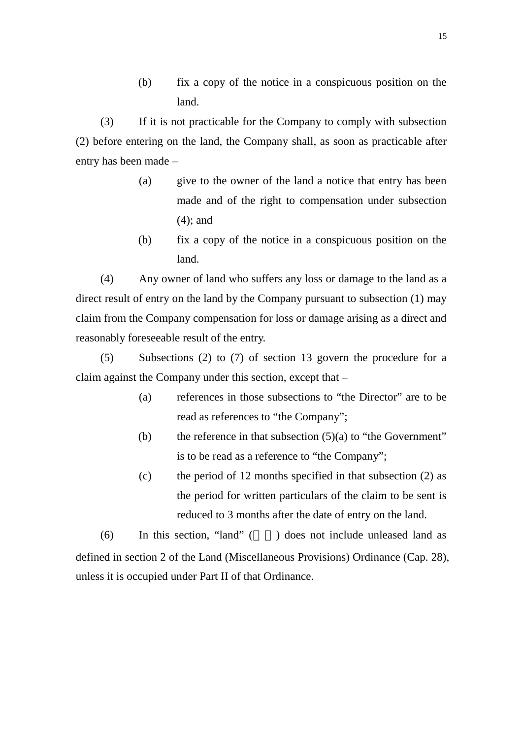(b) fix a copy of the notice in a conspicuous position on the land.

(3) If it is not practicable for the Company to comply with subsection (2) before entering on the land, the Company shall, as soon as practicable after entry has been made –

(a) give to the owner of the land a notice that entry has been made and of the right to compensation under subsection (4); and

(b) fix a copy of the notice in a conspicuous position on the land.

(4) Any owner of land who suffers any loss or damage to the land as a direct result of entry on the land by the Company pursuant to subsection (1) may claim from the Company compensation for loss or damage arising as a direct and reasonably foreseeable result of the entry.

(5) Subsections (2) to (7) of section 13 govern the procedure for a claim against the Company under this section, except that –

(a) references in those subsections to "the Director" are to be read as references to "the Company";

(b) the reference in that subsection (5)(a) to "the Government" is to be read as a reference to "the Company";

(c) the period of 12 months specified in that subsection (2) as the period for written particulars of the claim to be sent is reduced to 3 months after the date of entry on the land.

(6) In this section, "land" (土地) does not include unleased land as defined in section 2 of the Land (Miscellaneous Provisions) Ordinance (Cap. 28), unless it is occupied under Part II of that Ordinance.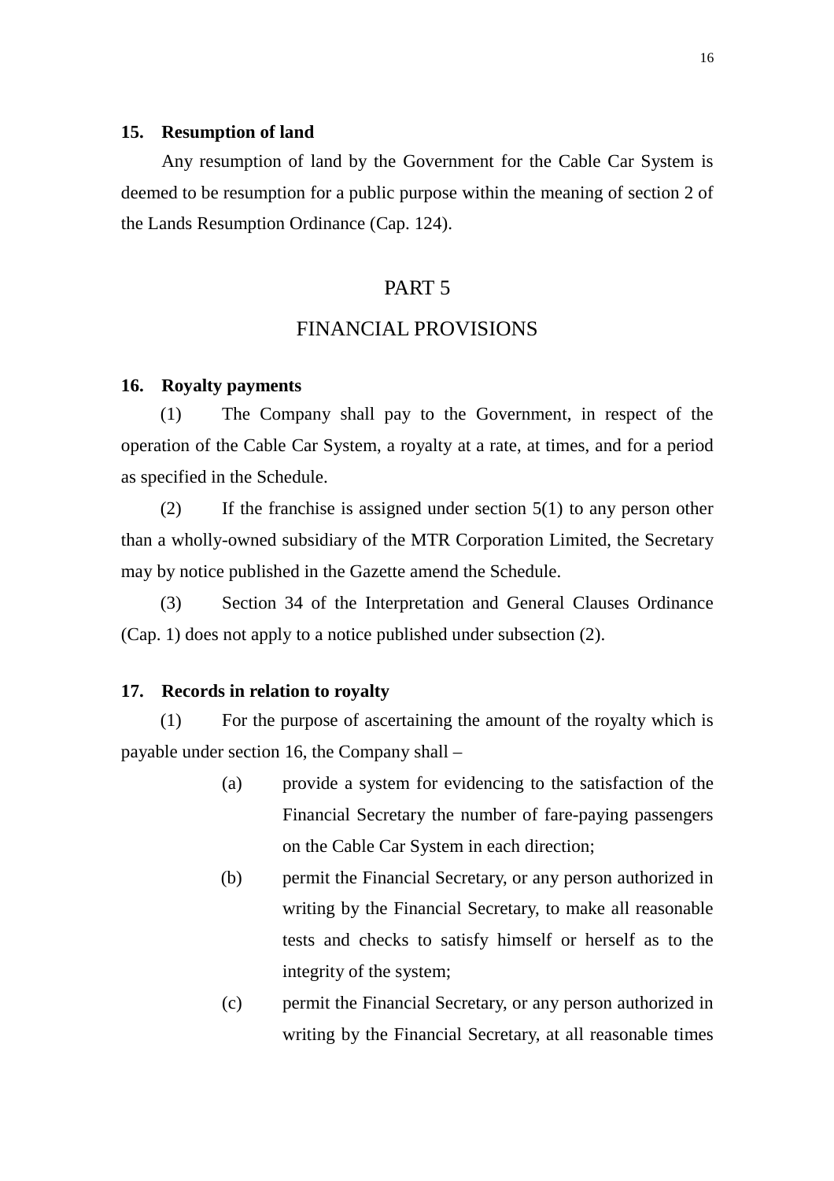**15. Resumption of land**

Any resumption of land by the Government for the Cable Car System is deemed to be resumption for a public purpose within the meaning of section 2 of the Lands Resumption Ordinance (Cap. 124).

## PART 5

## FINANCIAL PROVISIONS

**16. Royalty payments**

(1) The Company shall pay to the Government, in respect of the operation of the Cable Car System, a royalty at a rate, at times, and for a period as specified in the Schedule.

(2) If the franchise is assigned under section 5(1) to any person other than a wholly-owned subsidiary of the MTR Corporation Limited, the Secretary may by notice published in the Gazette amend the Schedule.

(3) Section 34 of the Interpretation and General Clauses Ordinance (Cap. 1) does not apply to a notice published under subsection (2).

**17. Records in relation to royalty**

(1) For the purpose of ascertaining the amount of the royalty which is payable under section 16, the Company shall –

(a) provide a system for evidencing to the satisfaction of the Financial Secretary the number of fare-paying passengers on the Cable Car System in each direction;

(b) permit the Financial Secretary, or any person authorized in writing by the Financial Secretary, to make all reasonable tests and checks to satisfy himself or herself as to the integrity of the system;

(c) permit the Financial Secretary, or any person authorized in writing by the Financial Secretary, at all reasonable times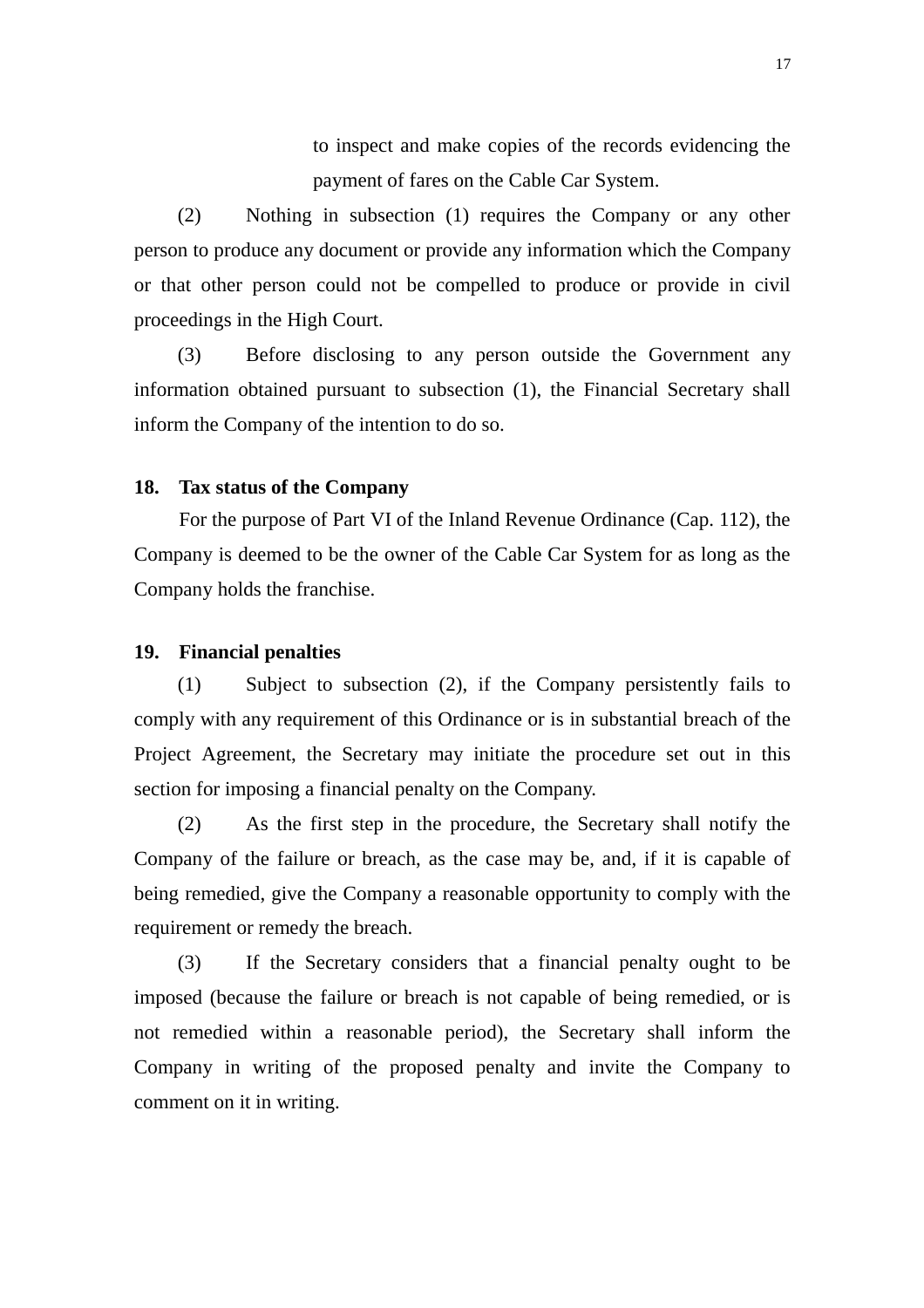to inspect and make copies of the records evidencing the payment of fares on the Cable Car System.

(2) Nothing in subsection (1) requires the Company or any other person to produce any document or provide any information which the Company or that other person could not be compelled to produce or provide in civil proceedings in the High Court.

(3) Before disclosing to any person outside the Government any information obtained pursuant to subsection (1), the Financial Secretary shall inform the Company of the intention to do so.

**18. Tax status of the Company**

For the purpose of Part VI of the Inland Revenue Ordinance (Cap. 112), the Company is deemed to be the owner of the Cable Car System for as long as the Company holds the franchise.

**19. Financial penalties**

(1) Subject to subsection (2), if the Company persistently fails to comply with any requirement of this Ordinance or is in substantial breach of the Project Agreement, the Secretary may initiate the procedure set out in this section for imposing a financial penalty on the Company.

(2) As the first step in the procedure, the Secretary shall notify the Company of the failure or breach, as the case may be, and, if it is capable of being remedied, give the Company a reasonable opportunity to comply with the requirement or remedy the breach.

(3) If the Secretary considers that a financial penalty ought to be imposed (because the failure or breach is not capable of being remedied, or is not remedied within a reasonable period), the Secretary shall inform the Company in writing of the proposed penalty and invite the Company to comment on it in writing.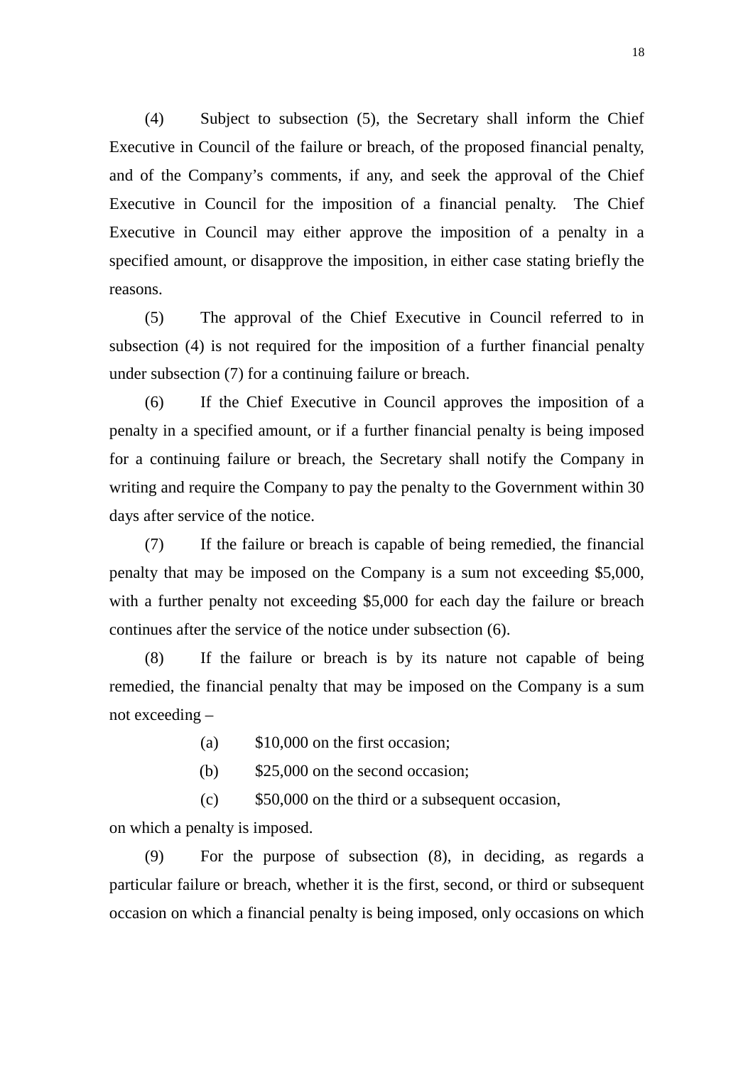(4) Subject to subsection (5), the Secretary shall inform the Chief Executive in Council of the failure or breach, of the proposed financial penalty, and of the Company's comments, if any, and seek the approval of the Chief Executive in Council for the imposition of a financial penalty. The Chief Executive in Council may either approve the imposition of a penalty in a specified amount, or disapprove the imposition, in either case stating briefly the reasons.

(5) The approval of the Chief Executive in Council referred to in subsection (4) is not required for the imposition of a further financial penalty under subsection (7) for a continuing failure or breach.

(6) If the Chief Executive in Council approves the imposition of a penalty in a specified amount, or if a further financial penalty is being imposed for a continuing failure or breach, the Secretary shall notify the Company in writing and require the Company to pay the penalty to the Government within 30 days after service of the notice.

(7) If the failure or breach is capable of being remedied, the financial penalty that may be imposed on the Company is a sum not exceeding $5,000, with a further penalty not exceeding $5,000 for each day the failure or breach continues after the service of the notice under subsection (6).

(8) If the failure or breach is by its nature not capable of being remedied, the financial penalty that may be imposed on the Company is a sum not exceeding –

(a) $10,000 on the first occasion;

(b) $25,000 on the second occasion;

(c) $50,000 on the third or a subsequent occasion,

on which a penalty is imposed.

(9) For the purpose of subsection (8), in deciding, as regards a particular failure or breach, whether it is the first, second, or third or subsequent occasion on which a financial penalty is being imposed, only occasions on which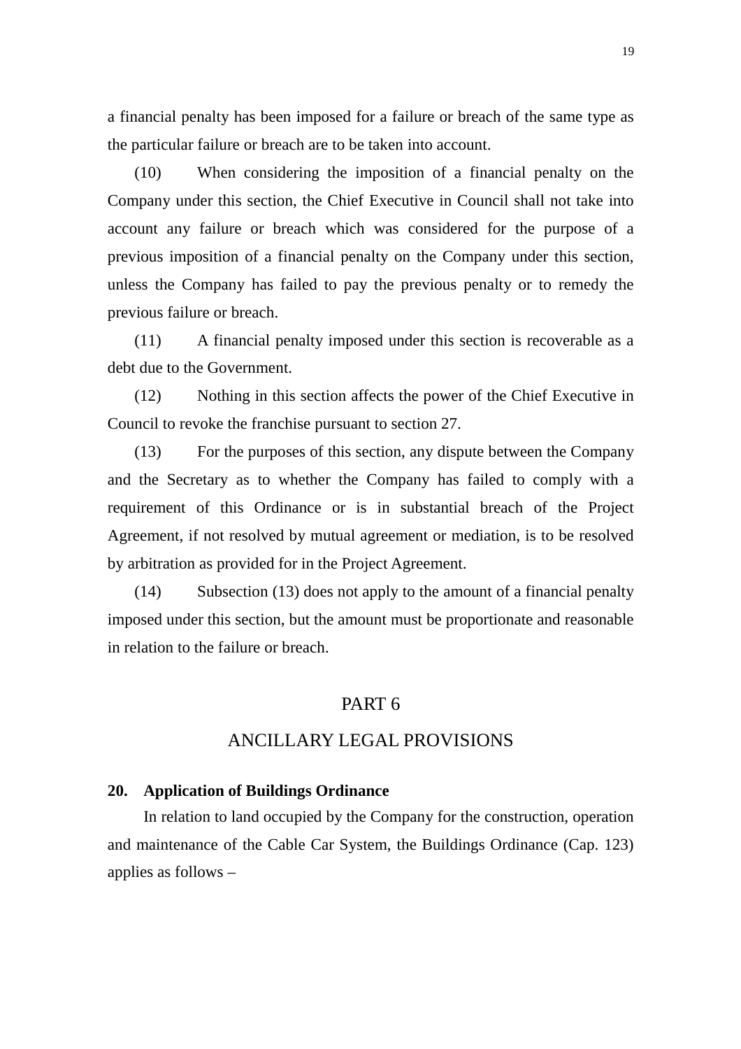a financial penalty has been imposed for a failure or breach of the same type as the particular failure or breach are to be taken into account.

(10) When considering the imposition of a financial penalty on the Company under this section, the Chief Executive in Council shall not take into account any failure or breach which was considered for the purpose of a previous imposition of a financial penalty on the Company under this section, unless the Company has failed to pay the previous penalty or to remedy the previous failure or breach.

(11) A financial penalty imposed under this section is recoverable as a debt due to the Government.

(12) Nothing in this section affects the power of the Chief Executive in Council to revoke the franchise pursuant to section 27.

(13) For the purposes of this section, any dispute between the Company and the Secretary as to whether the Company has failed to comply with a requirement of this Ordinance or is in substantial breach of the Project Agreement, if not resolved by mutual agreement or mediation, is to be resolved by arbitration as provided for in the Project Agreement.

(14) Subsection (13) does not apply to the amount of a financial penalty imposed under this section, but the amount must be proportionate and reasonable in relation to the failure or breach.

## PART 6

## ANCILLARY LEGAL PROVISIONS

**20. Application of Buildings Ordinance**

In relation to land occupied by the Company for the construction, operation and maintenance of the Cable Car System, the Buildings Ordinance (Cap. 123) applies as follows –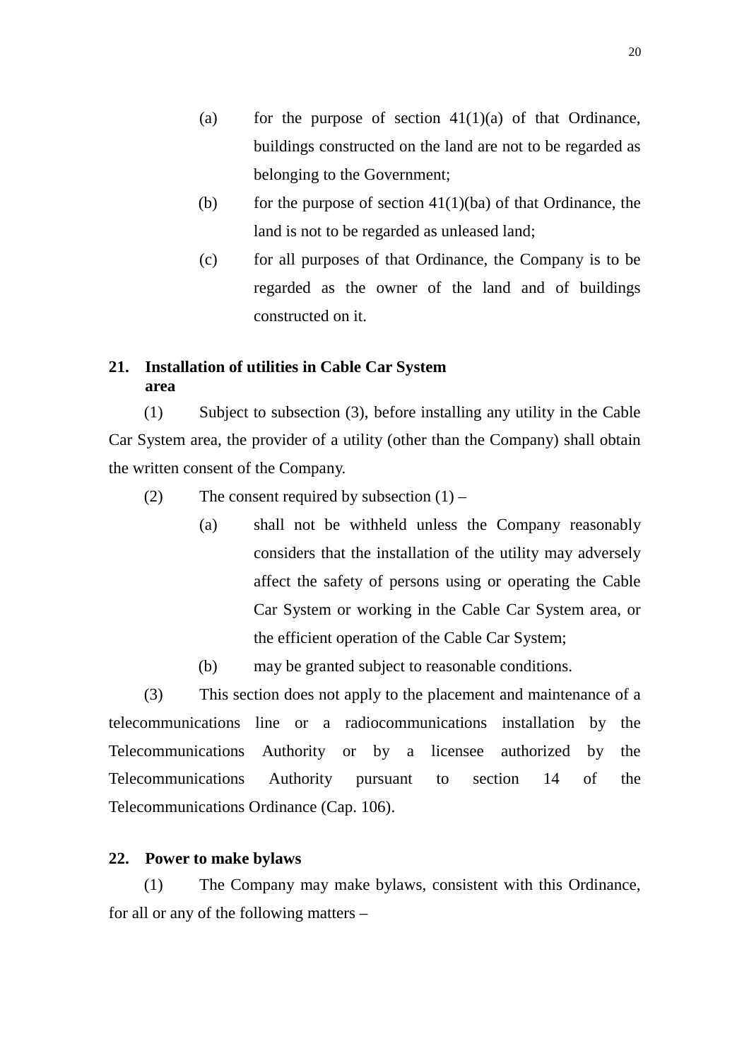(a) for the purpose of section 41(1)(a) of that Ordinance, buildings constructed on the land are not to be regarded as belonging to the Government;

(b) for the purpose of section 41(1)(ba) of that Ordinance, the land is not to be regarded as unleased land;

(c) for all purposes of that Ordinance, the Company is to be regarded as the owner of the land and of buildings constructed on it.

**21. Installation of utilities in Cable Car System area**

(1) Subject to subsection (3), before installing any utility in the Cable Car System area, the provider of a utility (other than the Company) shall obtain the written consent of the Company.

(2) The consent required by subsection (1) –

(a) shall not be withheld unless the Company reasonably considers that the installation of the utility may adversely affect the safety of persons using or operating the Cable Car System or working in the Cable Car System area, or the efficient operation of the Cable Car System;

(b) may be granted subject to reasonable conditions.

(3) This section does not apply to the placement and maintenance of a telecommunications line or a radiocommunications installation by the Telecommunications Authority or by a licensee authorized by the Telecommunications Authority pursuant to section 14 of the Telecommunications Ordinance (Cap. 106).

**22. Power to make bylaws**

(1) The Company may make bylaws, consistent with this Ordinance, for all or any of the following matters –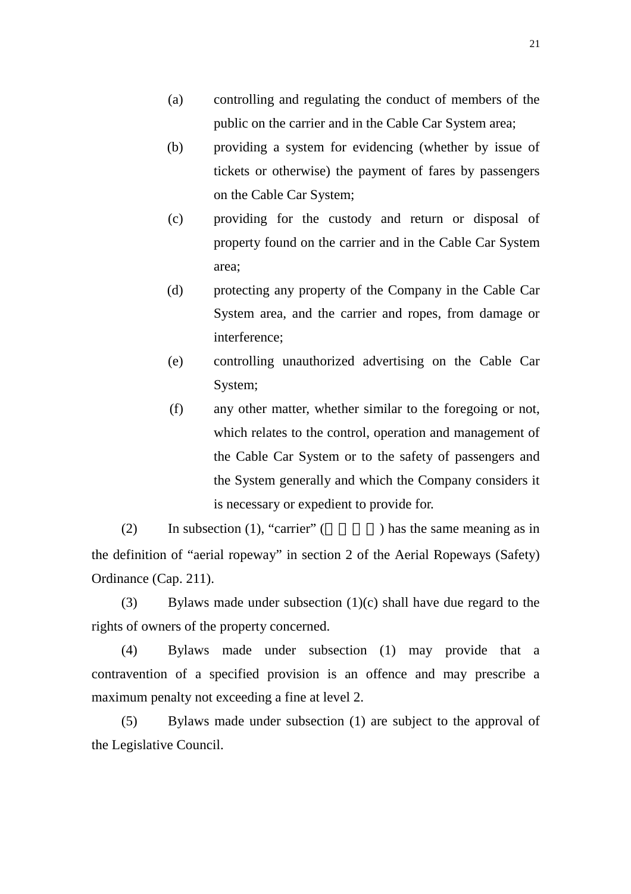(a) controlling and regulating the conduct of members of the public on the carrier and in the Cable Car System area;

(b) providing a system for evidencing (whether by issue of tickets or otherwise) the payment of fares by passengers on the Cable Car System;

(c) providing for the custody and return or disposal of property found on the carrier and in the Cable Car System area;

(d) protecting any property of the Company in the Cable Car System area, and the carrier and ropes, from damage or interference;

(e) controlling unauthorized advertising on the Cable Car System;

(f) any other matter, whether similar to the foregoing or not, which relates to the control, operation and management of the Cable Car System or to the safety of passengers and the System generally and which the Company considers it is necessary or expedient to provide for.

(2) In subsection (1), "carrier" (　　　　) has the same meaning as in the definition of "aerial ropeway" in section 2 of the Aerial Ropeways (Safety) Ordinance (Cap. 211).

(3) Bylaws made under subsection (1)(c) shall have due regard to the rights of owners of the property concerned.

(4) Bylaws made under subsection (1) may provide that a contravention of a specified provision is an offence and may prescribe a maximum penalty not exceeding a fine at level 2.

(5) Bylaws made under subsection (1) are subject to the approval of the Legislative Council.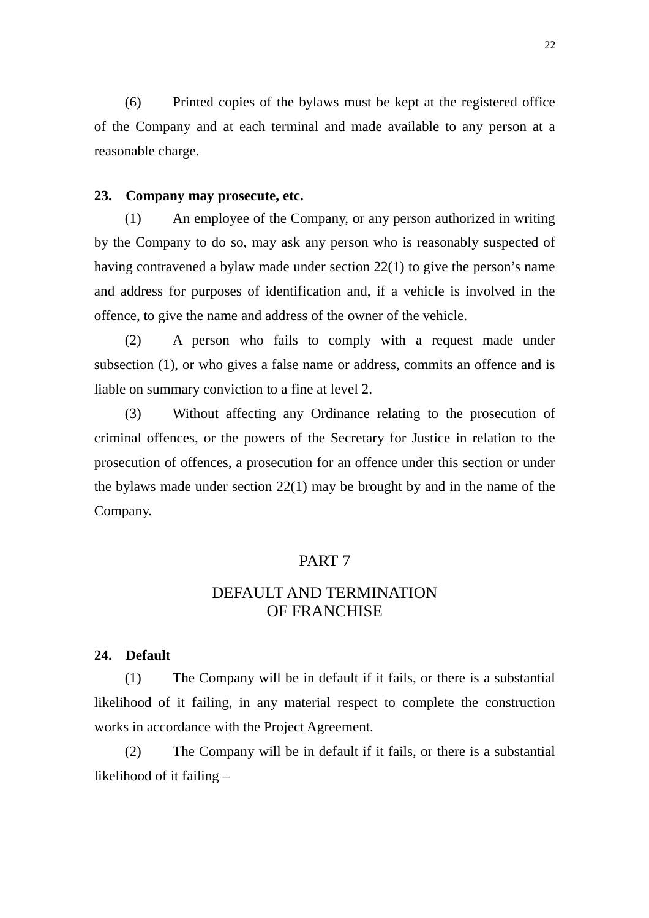(6) Printed copies of the bylaws must be kept at the registered office of the Company and at each terminal and made available to any person at a reasonable charge.

**23. Company may prosecute, etc.**

(1) An employee of the Company, or any person authorized in writing by the Company to do so, may ask any person who is reasonably suspected of having contravened a bylaw made under section 22(1) to give the person's name and address for purposes of identification and, if a vehicle is involved in the offence, to give the name and address of the owner of the vehicle.

(2) A person who fails to comply with a request made under subsection (1), or who gives a false name or address, commits an offence and is liable on summary conviction to a fine at level 2.

(3) Without affecting any Ordinance relating to the prosecution of criminal offences, or the powers of the Secretary for Justice in relation to the prosecution of offences, a prosecution for an offence under this section or under the bylaws made under section 22(1) may be brought by and in the name of the Company.

## PART 7

## DEFAULT AND TERMINATION OF FRANCHISE

**24. Default**

(1) The Company will be in default if it fails, or there is a substantial likelihood of it failing, in any material respect to complete the construction works in accordance with the Project Agreement.

(2) The Company will be in default if it fails, or there is a substantial likelihood of it failing –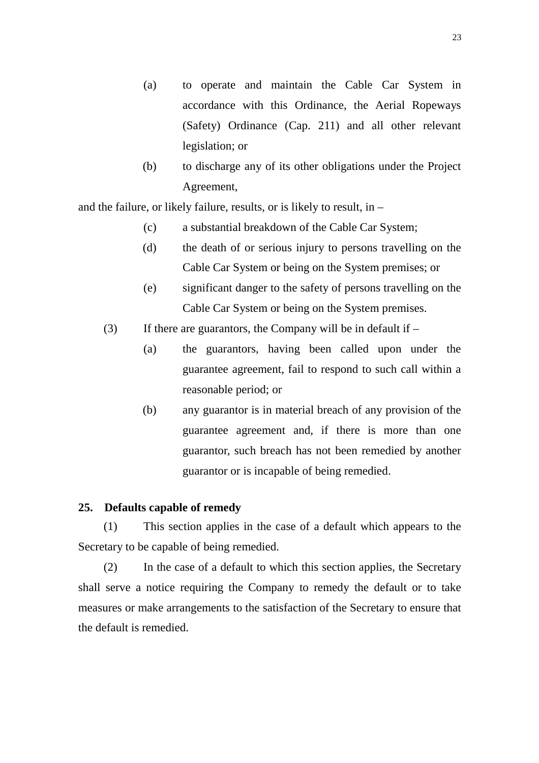(a) to operate and maintain the Cable Car System in accordance with this Ordinance, the Aerial Ropeways (Safety) Ordinance (Cap. 211) and all other relevant legislation; or

(b) to discharge any of its other obligations under the Project Agreement,

and the failure, or likely failure, results, or is likely to result, in –

(c) a substantial breakdown of the Cable Car System;

(d) the death of or serious injury to persons travelling on the Cable Car System or being on the System premises; or

(e) significant danger to the safety of persons travelling on the Cable Car System or being on the System premises.

(3) If there are guarantors, the Company will be in default if –

(a) the guarantors, having been called upon under the guarantee agreement, fail to respond to such call within a reasonable period; or

(b) any guarantor is in material breach of any provision of the guarantee agreement and, if there is more than one guarantor, such breach has not been remedied by another guarantor or is incapable of being remedied.

**25. Defaults capable of remedy**

(1) This section applies in the case of a default which appears to the Secretary to be capable of being remedied.

(2) In the case of a default to which this section applies, the Secretary shall serve a notice requiring the Company to remedy the default or to take measures or make arrangements to the satisfaction of the Secretary to ensure that the default is remedied.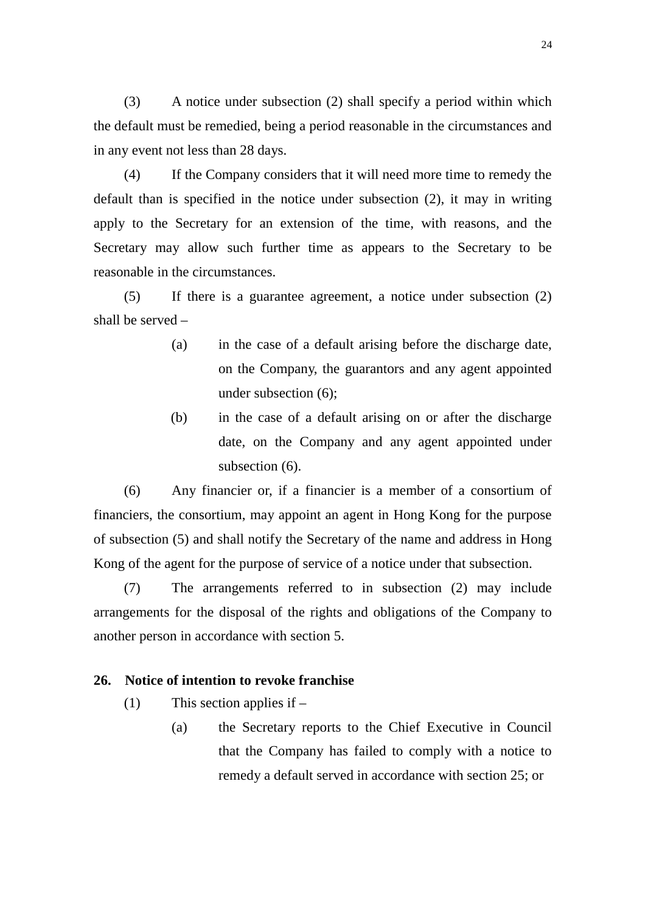(3) A notice under subsection (2) shall specify a period within which the default must be remedied, being a period reasonable in the circumstances and in any event not less than 28 days.

(4) If the Company considers that it will need more time to remedy the default than is specified in the notice under subsection (2), it may in writing apply to the Secretary for an extension of the time, with reasons, and the Secretary may allow such further time as appears to the Secretary to be reasonable in the circumstances.

(5) If there is a guarantee agreement, a notice under subsection (2) shall be served –

> (a) in the case of a default arising before the discharge date, on the Company, the guarantors and any agent appointed under subsection (6);
>
> (b) in the case of a default arising on or after the discharge date, on the Company and any agent appointed under subsection (6).

(6) Any financier or, if a financier is a member of a consortium of financiers, the consortium, may appoint an agent in Hong Kong for the purpose of subsection (5) and shall notify the Secretary of the name and address in Hong Kong of the agent for the purpose of service of a notice under that subsection.

(7) The arrangements referred to in subsection (2) may include arrangements for the disposal of the rights and obligations of the Company to another person in accordance with section 5.

**26. Notice of intention to revoke franchise**

(1) This section applies if –

> (a) the Secretary reports to the Chief Executive in Council that the Company has failed to comply with a notice to remedy a default served in accordance with section 25; or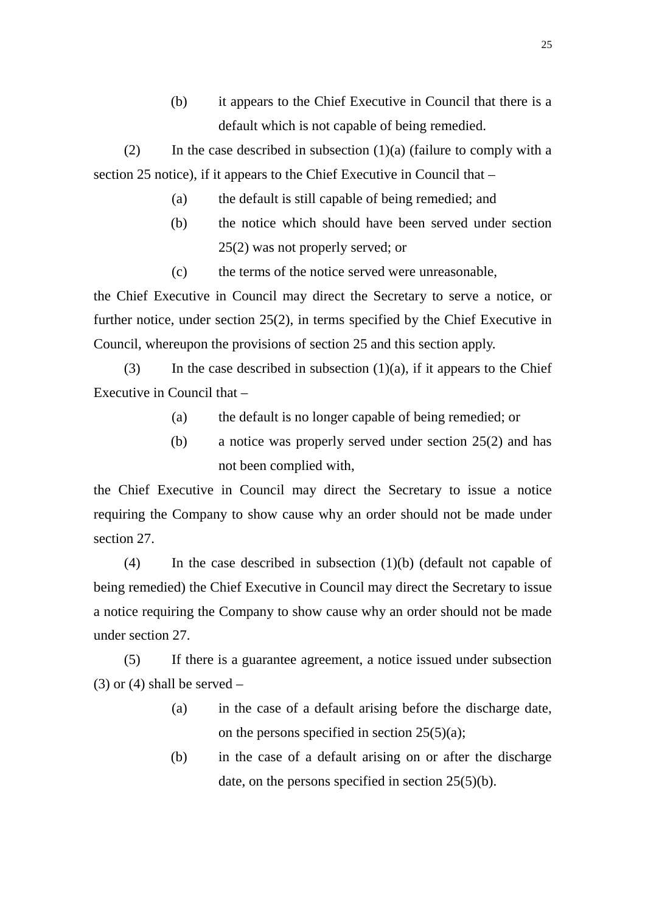(b) it appears to the Chief Executive in Council that there is a default which is not capable of being remedied.

(2) In the case described in subsection (1)(a) (failure to comply with a section 25 notice), if it appears to the Chief Executive in Council that –

(a) the default is still capable of being remedied; and

(b) the notice which should have been served under section 25(2) was not properly served; or

(c) the terms of the notice served were unreasonable,

the Chief Executive in Council may direct the Secretary to serve a notice, or further notice, under section 25(2), in terms specified by the Chief Executive in Council, whereupon the provisions of section 25 and this section apply.

(3) In the case described in subsection (1)(a), if it appears to the Chief Executive in Council that –

(a) the default is no longer capable of being remedied; or

(b) a notice was properly served under section 25(2) and has not been complied with,

the Chief Executive in Council may direct the Secretary to issue a notice requiring the Company to show cause why an order should not be made under section 27.

(4) In the case described in subsection (1)(b) (default not capable of being remedied) the Chief Executive in Council may direct the Secretary to issue a notice requiring the Company to show cause why an order should not be made under section 27.

(5) If there is a guarantee agreement, a notice issued under subsection (3) or (4) shall be served –

(a) in the case of a default arising before the discharge date, on the persons specified in section 25(5)(a);

(b) in the case of a default arising on or after the discharge date, on the persons specified in section 25(5)(b).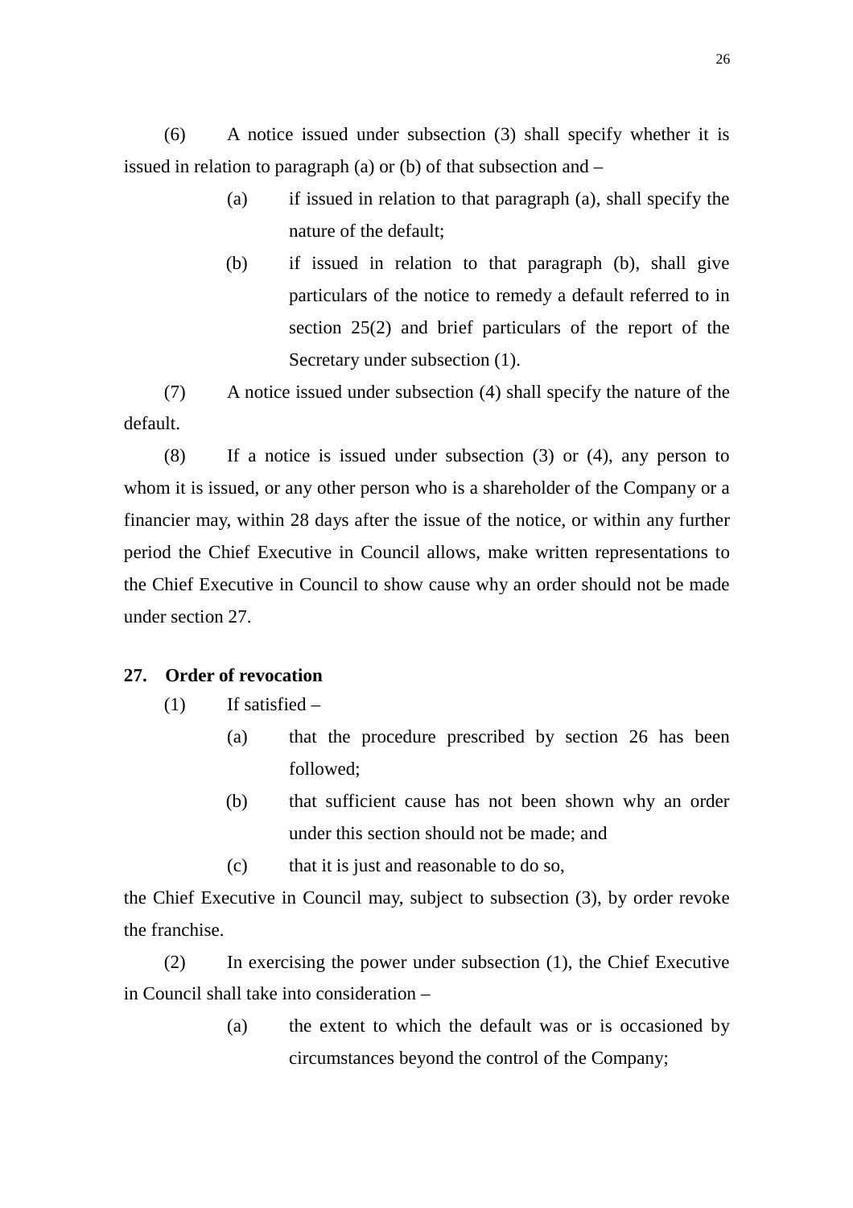(6) A notice issued under subsection (3) shall specify whether it is issued in relation to paragraph (a) or (b) of that subsection and –

> (a) if issued in relation to that paragraph (a), shall specify the nature of the default;
>
> (b) if issued in relation to that paragraph (b), shall give particulars of the notice to remedy a default referred to in section 25(2) and brief particulars of the report of the Secretary under subsection (1).

(7) A notice issued under subsection (4) shall specify the nature of the default.

(8) If a notice is issued under subsection (3) or (4), any person to whom it is issued, or any other person who is a shareholder of the Company or a financier may, within 28 days after the issue of the notice, or within any further period the Chief Executive in Council allows, make written representations to the Chief Executive in Council to show cause why an order should not be made under section 27.

**27. Order of revocation**

(1) If satisfied –

> (a) that the procedure prescribed by section 26 has been followed;
>
> (b) that sufficient cause has not been shown why an order under this section should not be made; and
>
> (c) that it is just and reasonable to do so,

the Chief Executive in Council may, subject to subsection (3), by order revoke the franchise.

(2) In exercising the power under subsection (1), the Chief Executive in Council shall take into consideration –

> (a) the extent to which the default was or is occasioned by circumstances beyond the control of the Company;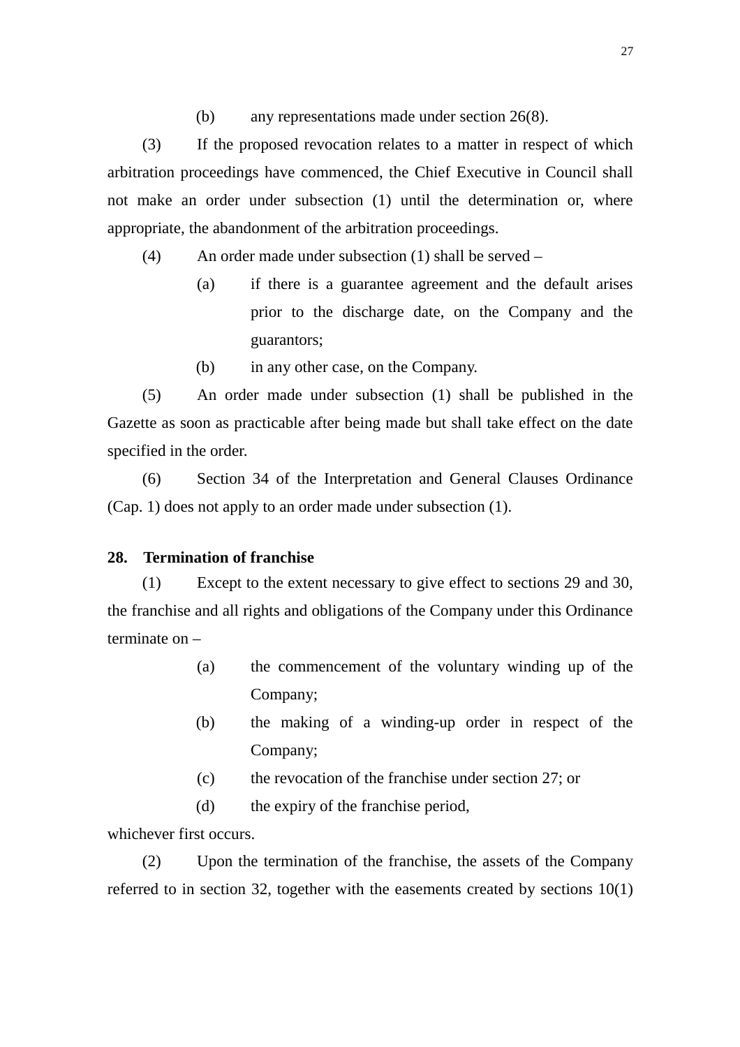(b) any representations made under section 26(8).

(3) If the proposed revocation relates to a matter in respect of which arbitration proceedings have commenced, the Chief Executive in Council shall not make an order under subsection (1) until the determination or, where appropriate, the abandonment of the arbitration proceedings.

(4) An order made under subsection (1) shall be served –

(a) if there is a guarantee agreement and the default arises prior to the discharge date, on the Company and the guarantors;

(b) in any other case, on the Company.

(5) An order made under subsection (1) shall be published in the Gazette as soon as practicable after being made but shall take effect on the date specified in the order.

(6) Section 34 of the Interpretation and General Clauses Ordinance (Cap. 1) does not apply to an order made under subsection (1).

**28. Termination of franchise**

(1) Except to the extent necessary to give effect to sections 29 and 30, the franchise and all rights and obligations of the Company under this Ordinance terminate on –

(a) the commencement of the voluntary winding up of the Company;

(b) the making of a winding-up order in respect of the Company;

(c) the revocation of the franchise under section 27; or

(d) the expiry of the franchise period,

whichever first occurs.

(2) Upon the termination of the franchise, the assets of the Company referred to in section 32, together with the easements created by sections 10(1)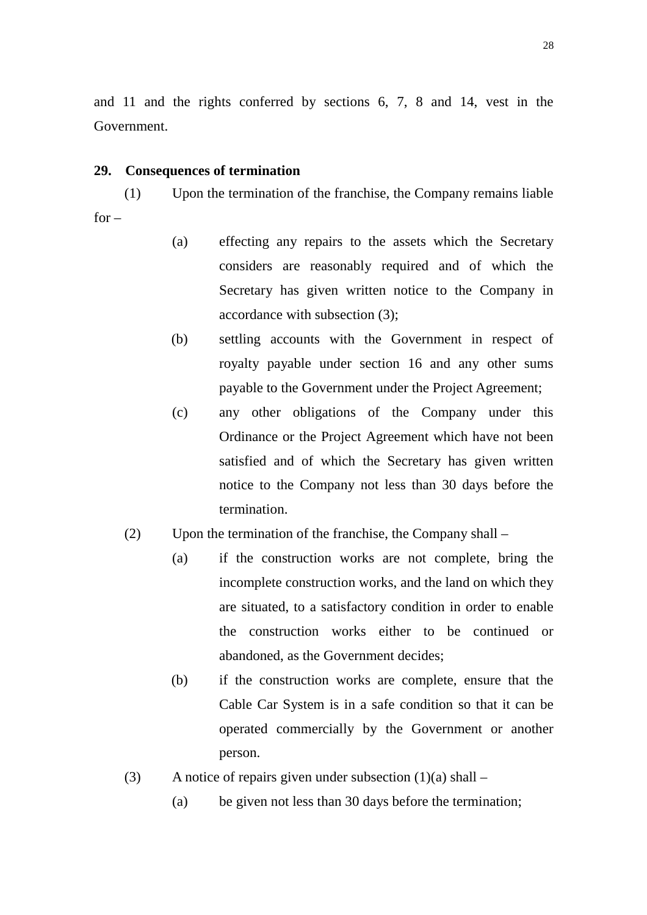and 11 and the rights conferred by sections 6, 7, 8 and 14, vest in the Government.

**29. Consequences of termination**

(1) Upon the termination of the franchise, the Company remains liable for –

(a) effecting any repairs to the assets which the Secretary considers are reasonably required and of which the Secretary has given written notice to the Company in accordance with subsection (3);

(b) settling accounts with the Government in respect of royalty payable under section 16 and any other sums payable to the Government under the Project Agreement;

(c) any other obligations of the Company under this Ordinance or the Project Agreement which have not been satisfied and of which the Secretary has given written notice to the Company not less than 30 days before the termination.

(2) Upon the termination of the franchise, the Company shall –

(a) if the construction works are not complete, bring the incomplete construction works, and the land on which they are situated, to a satisfactory condition in order to enable the construction works either to be continued or abandoned, as the Government decides;

(b) if the construction works are complete, ensure that the Cable Car System is in a safe condition so that it can be operated commercially by the Government or another person.

(3) A notice of repairs given under subsection (1)(a) shall –

(a) be given not less than 30 days before the termination;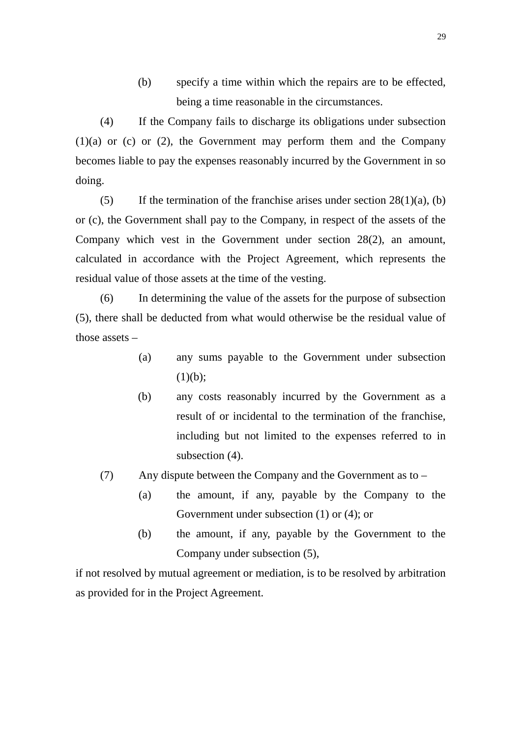(b) specify a time within which the repairs are to be effected, being a time reasonable in the circumstances.

(4) If the Company fails to discharge its obligations under subsection (1)(a) or (c) or (2), the Government may perform them and the Company becomes liable to pay the expenses reasonably incurred by the Government in so doing.

(5) If the termination of the franchise arises under section 28(1)(a), (b) or (c), the Government shall pay to the Company, in respect of the assets of the Company which vest in the Government under section 28(2), an amount, calculated in accordance with the Project Agreement, which represents the residual value of those assets at the time of the vesting.

(6) In determining the value of the assets for the purpose of subsection (5), there shall be deducted from what would otherwise be the residual value of those assets –

(a) any sums payable to the Government under subsection (1)(b);

(b) any costs reasonably incurred by the Government as a result of or incidental to the termination of the franchise, including but not limited to the expenses referred to in subsection (4).

(7) Any dispute between the Company and the Government as to –

(a) the amount, if any, payable by the Company to the Government under subsection (1) or (4); or

(b) the amount, if any, payable by the Government to the Company under subsection (5),

if not resolved by mutual agreement or mediation, is to be resolved by arbitration as provided for in the Project Agreement.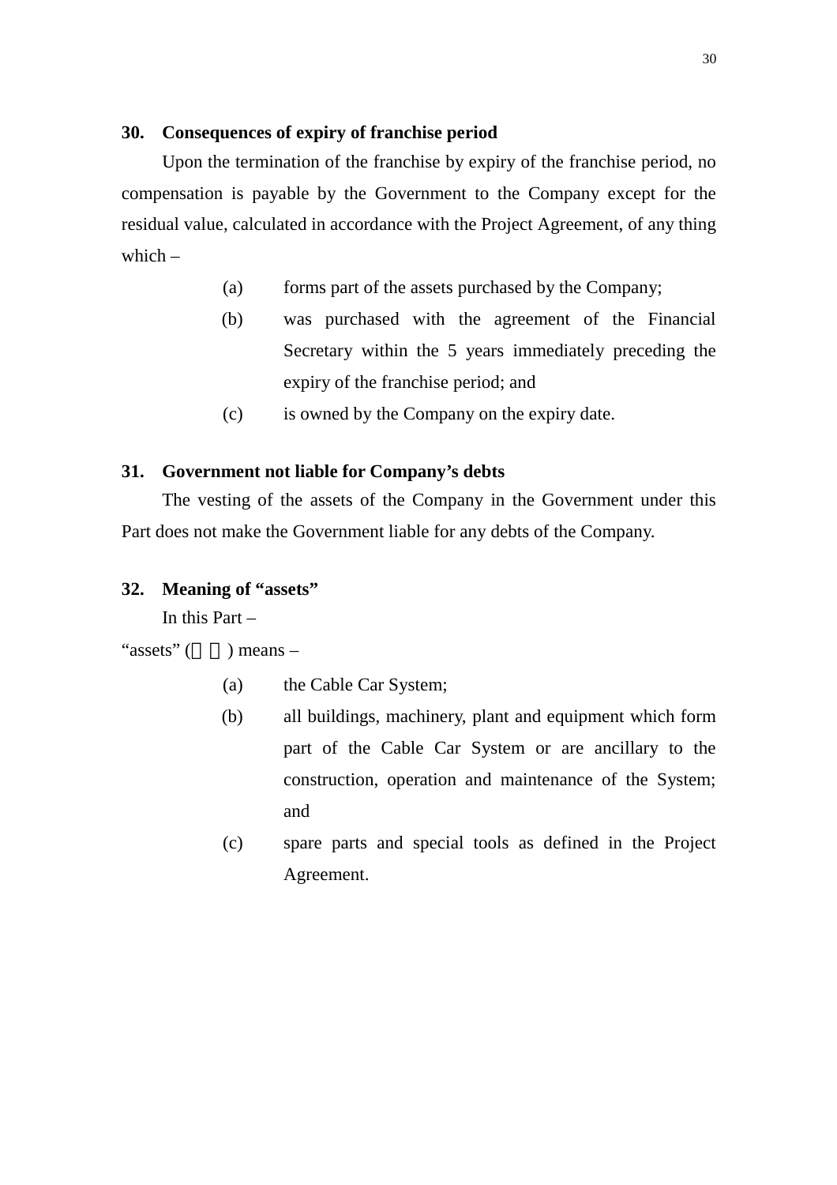**30. Consequences of expiry of franchise period**

Upon the termination of the franchise by expiry of the franchise period, no compensation is payable by the Government to the Company except for the residual value, calculated in accordance with the Project Agreement, of any thing which –

(a) forms part of the assets purchased by the Company;

(b) was purchased with the agreement of the Financial Secretary within the 5 years immediately preceding the expiry of the franchise period; and

(c) is owned by the Company on the expiry date.

**31. Government not liable for Company's debts**

The vesting of the assets of the Company in the Government under this Part does not make the Government liable for any debts of the Company.

**32. Meaning of "assets"**

In this Part –

"assets" (　　) means –

(a) the Cable Car System;

(b) all buildings, machinery, plant and equipment which form part of the Cable Car System or are ancillary to the construction, operation and maintenance of the System; and

(c) spare parts and special tools as defined in the Project Agreement.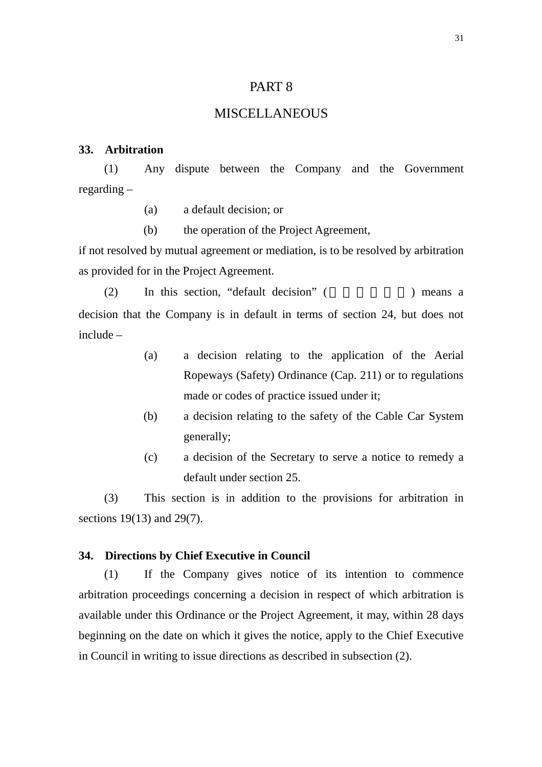# PART 8

# MISCELLANEOUS

**33. Arbitration**

(1) Any dispute between the Company and the Government regarding –

(a) a default decision; or

(b) the operation of the Project Agreement,

if not resolved by mutual agreement or mediation, is to be resolved by arbitration as provided for in the Project Agreement.

(2) In this section, "default decision" (　　　　　) means a decision that the Company is in default in terms of section 24, but does not include –

(a) a decision relating to the application of the Aerial Ropeways (Safety) Ordinance (Cap. 211) or to regulations made or codes of practice issued under it;

(b) a decision relating to the safety of the Cable Car System generally;

(c) a decision of the Secretary to serve a notice to remedy a default under section 25.

(3) This section is in addition to the provisions for arbitration in sections 19(13) and 29(7).

**34. Directions by Chief Executive in Council**

(1) If the Company gives notice of its intention to commence arbitration proceedings concerning a decision in respect of which arbitration is available under this Ordinance or the Project Agreement, it may, within 28 days beginning on the date on which it gives the notice, apply to the Chief Executive in Council in writing to issue directions as described in subsection (2).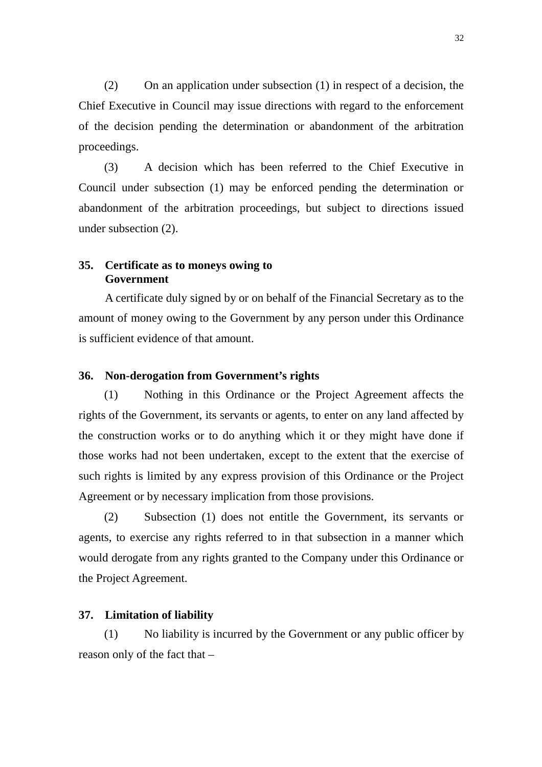(2) On an application under subsection (1) in respect of a decision, the Chief Executive in Council may issue directions with regard to the enforcement of the decision pending the determination or abandonment of the arbitration proceedings.

(3) A decision which has been referred to the Chief Executive in Council under subsection (1) may be enforced pending the determination or abandonment of the arbitration proceedings, but subject to directions issued under subsection (2).

**35. Certificate as to moneys owing to Government**

A certificate duly signed by or on behalf of the Financial Secretary as to the amount of money owing to the Government by any person under this Ordinance is sufficient evidence of that amount.

**36. Non-derogation from Government's rights**

(1) Nothing in this Ordinance or the Project Agreement affects the rights of the Government, its servants or agents, to enter on any land affected by the construction works or to do anything which it or they might have done if those works had not been undertaken, except to the extent that the exercise of such rights is limited by any express provision of this Ordinance or the Project Agreement or by necessary implication from those provisions.

(2) Subsection (1) does not entitle the Government, its servants or agents, to exercise any rights referred to in that subsection in a manner which would derogate from any rights granted to the Company under this Ordinance or the Project Agreement.

**37. Limitation of liability**

(1) No liability is incurred by the Government or any public officer by reason only of the fact that –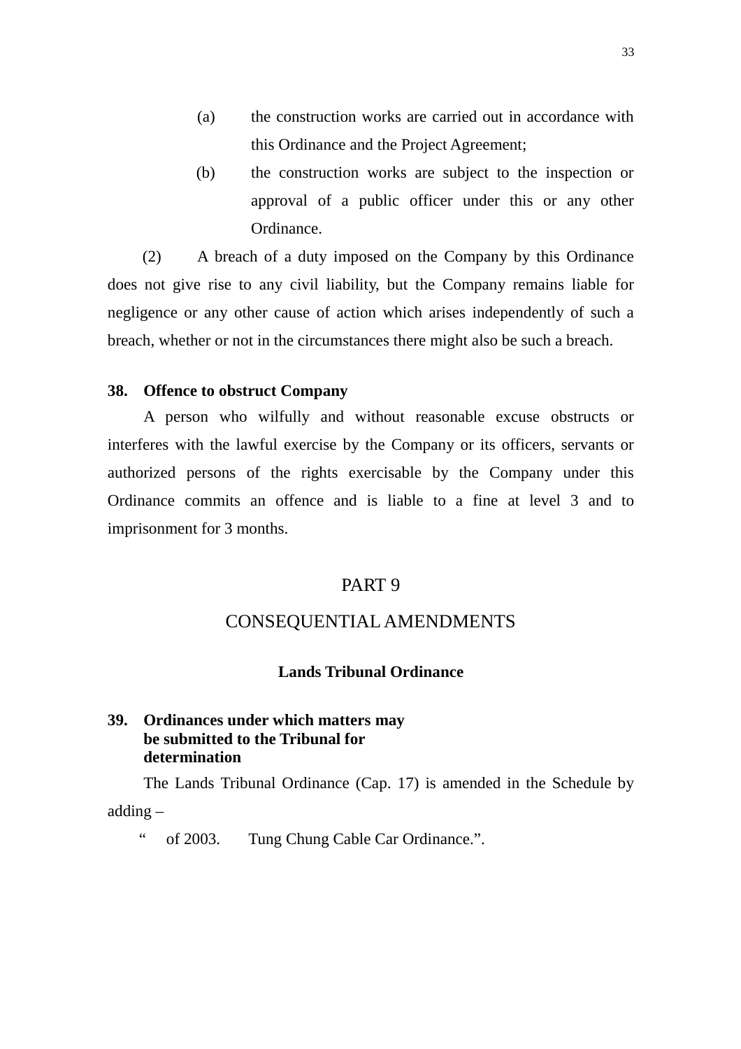(a) the construction works are carried out in accordance with this Ordinance and the Project Agreement;

(b) the construction works are subject to the inspection or approval of a public officer under this or any other Ordinance.

(2) A breach of a duty imposed on the Company by this Ordinance does not give rise to any civil liability, but the Company remains liable for negligence or any other cause of action which arises independently of such a breach, whether or not in the circumstances there might also be such a breach.

**38. Offence to obstruct Company**

A person who wilfully and without reasonable excuse obstructs or interferes with the lawful exercise by the Company or its officers, servants or authorized persons of the rights exercisable by the Company under this Ordinance commits an offence and is liable to a fine at level 3 and to imprisonment for 3 months.

## PART 9

## CONSEQUENTIAL AMENDMENTS

**Lands Tribunal Ordinance**

**39. Ordinances under which matters may be submitted to the Tribunal for determination**

The Lands Tribunal Ordinance (Cap. 17) is amended in the Schedule by adding –

" of 2003. Tung Chung Cable Car Ordinance.".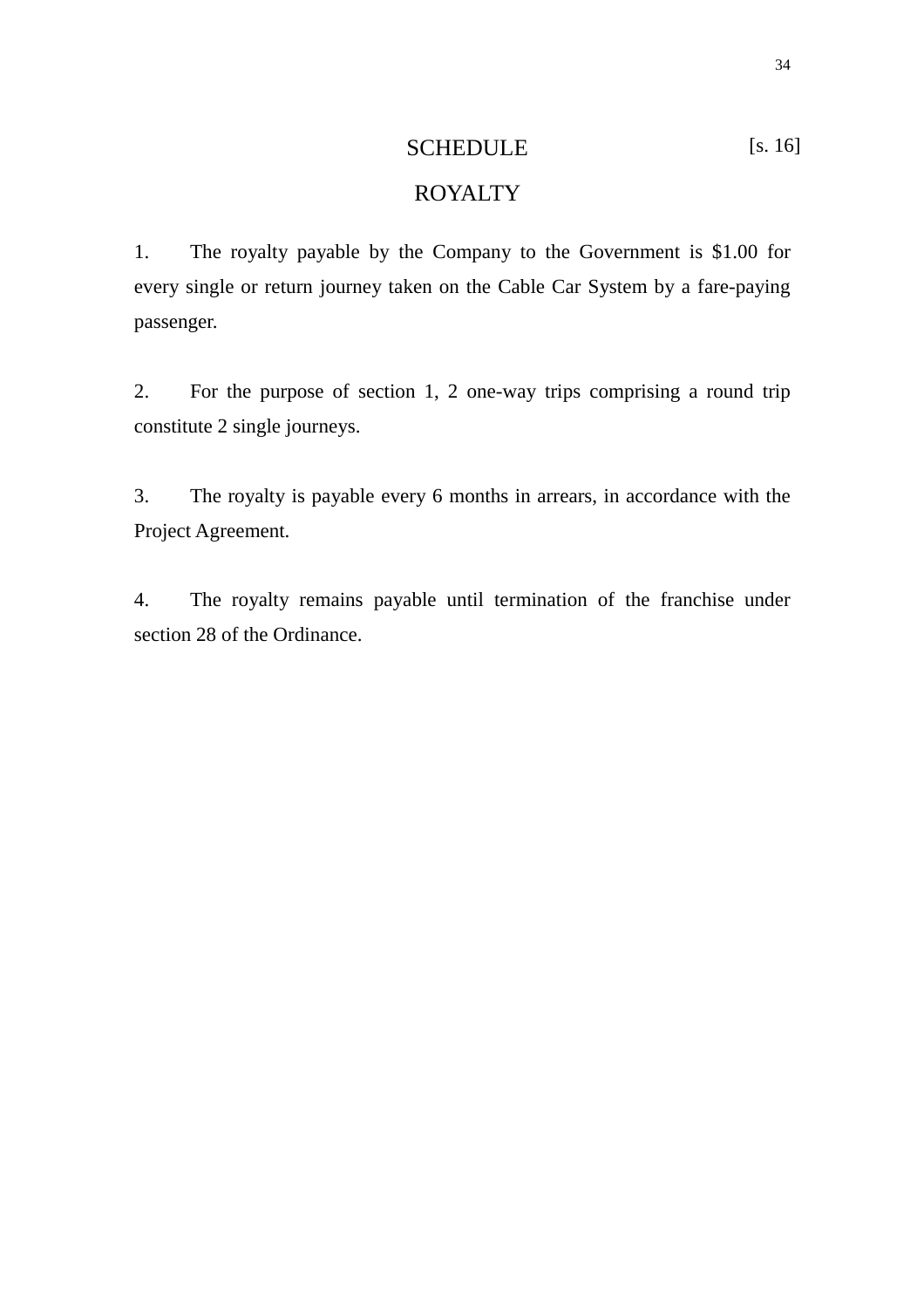# SCHEDULE

[s. 16]

## ROYALTY

1. The royalty payable by the Company to the Government is $1.00 for every single or return journey taken on the Cable Car System by a fare-paying passenger.

2. For the purpose of section 1, 2 one-way trips comprising a round trip constitute 2 single journeys.

3. The royalty is payable every 6 months in arrears, in accordance with the Project Agreement.

4. The royalty remains payable until termination of the franchise under section 28 of the Ordinance.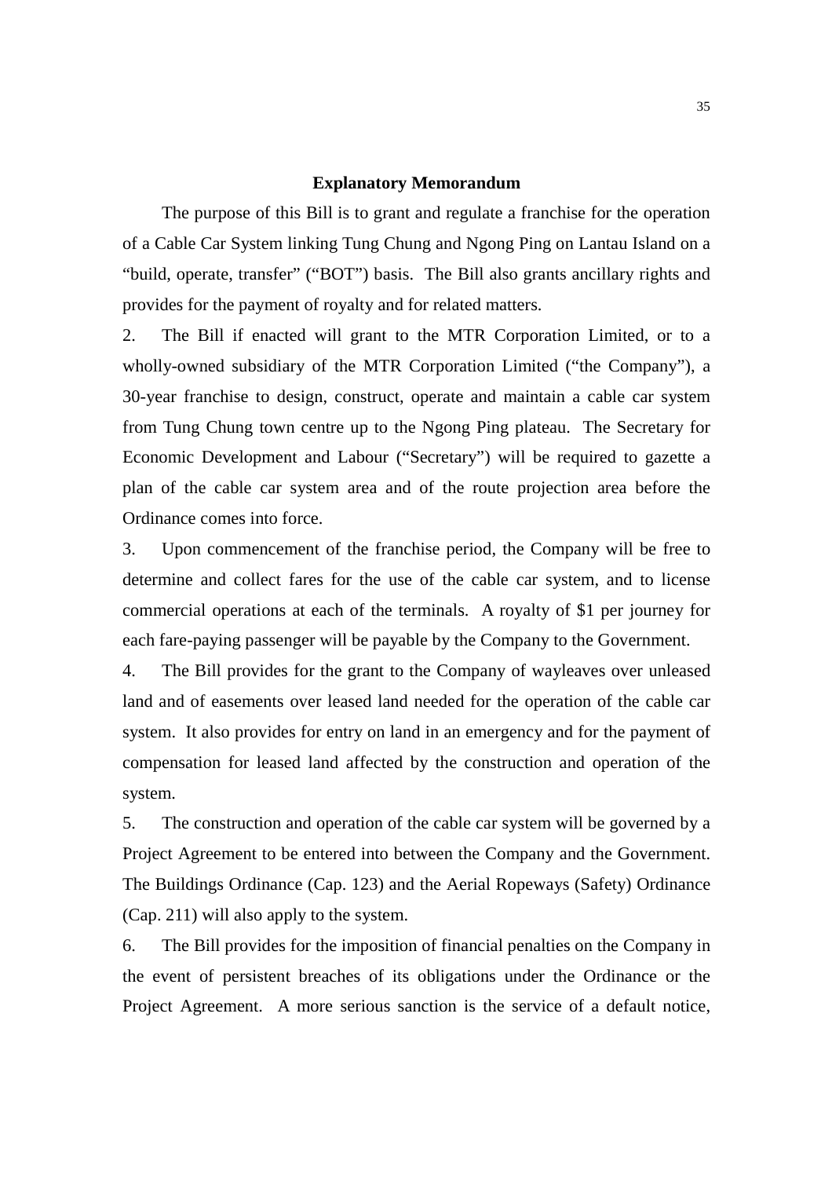## Explanatory Memorandum

The purpose of this Bill is to grant and regulate a franchise for the operation of a Cable Car System linking Tung Chung and Ngong Ping on Lantau Island on a "build, operate, transfer" ("BOT") basis. The Bill also grants ancillary rights and provides for the payment of royalty and for related matters.

2. The Bill if enacted will grant to the MTR Corporation Limited, or to a wholly-owned subsidiary of the MTR Corporation Limited ("the Company"), a 30-year franchise to design, construct, operate and maintain a cable car system from Tung Chung town centre up to the Ngong Ping plateau. The Secretary for Economic Development and Labour ("Secretary") will be required to gazette a plan of the cable car system area and of the route projection area before the Ordinance comes into force.

3. Upon commencement of the franchise period, the Company will be free to determine and collect fares for the use of the cable car system, and to license commercial operations at each of the terminals. A royalty of $1 per journey for each fare-paying passenger will be payable by the Company to the Government.

4. The Bill provides for the grant to the Company of wayleaves over unleased land and of easements over leased land needed for the operation of the cable car system. It also provides for entry on land in an emergency and for the payment of compensation for leased land affected by the construction and operation of the system.

5. The construction and operation of the cable car system will be governed by a Project Agreement to be entered into between the Company and the Government. The Buildings Ordinance (Cap. 123) and the Aerial Ropeways (Safety) Ordinance (Cap. 211) will also apply to the system.

6. The Bill provides for the imposition of financial penalties on the Company in the event of persistent breaches of its obligations under the Ordinance or the Project Agreement. A more serious sanction is the service of a default notice,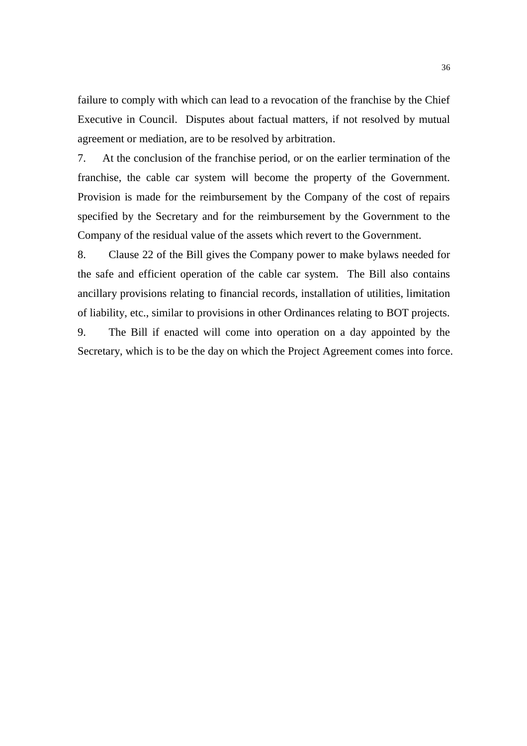failure to comply with which can lead to a revocation of the franchise by the Chief Executive in Council. Disputes about factual matters, if not resolved by mutual agreement or mediation, are to be resolved by arbitration.

7. At the conclusion of the franchise period, or on the earlier termination of the franchise, the cable car system will become the property of the Government. Provision is made for the reimbursement by the Company of the cost of repairs specified by the Secretary and for the reimbursement by the Government to the Company of the residual value of the assets which revert to the Government.

8. Clause 22 of the Bill gives the Company power to make bylaws needed for the safe and efficient operation of the cable car system. The Bill also contains ancillary provisions relating to financial records, installation of utilities, limitation of liability, etc., similar to provisions in other Ordinances relating to BOT projects.

9. The Bill if enacted will come into operation on a day appointed by the Secretary, which is to be the day on which the Project Agreement comes into force.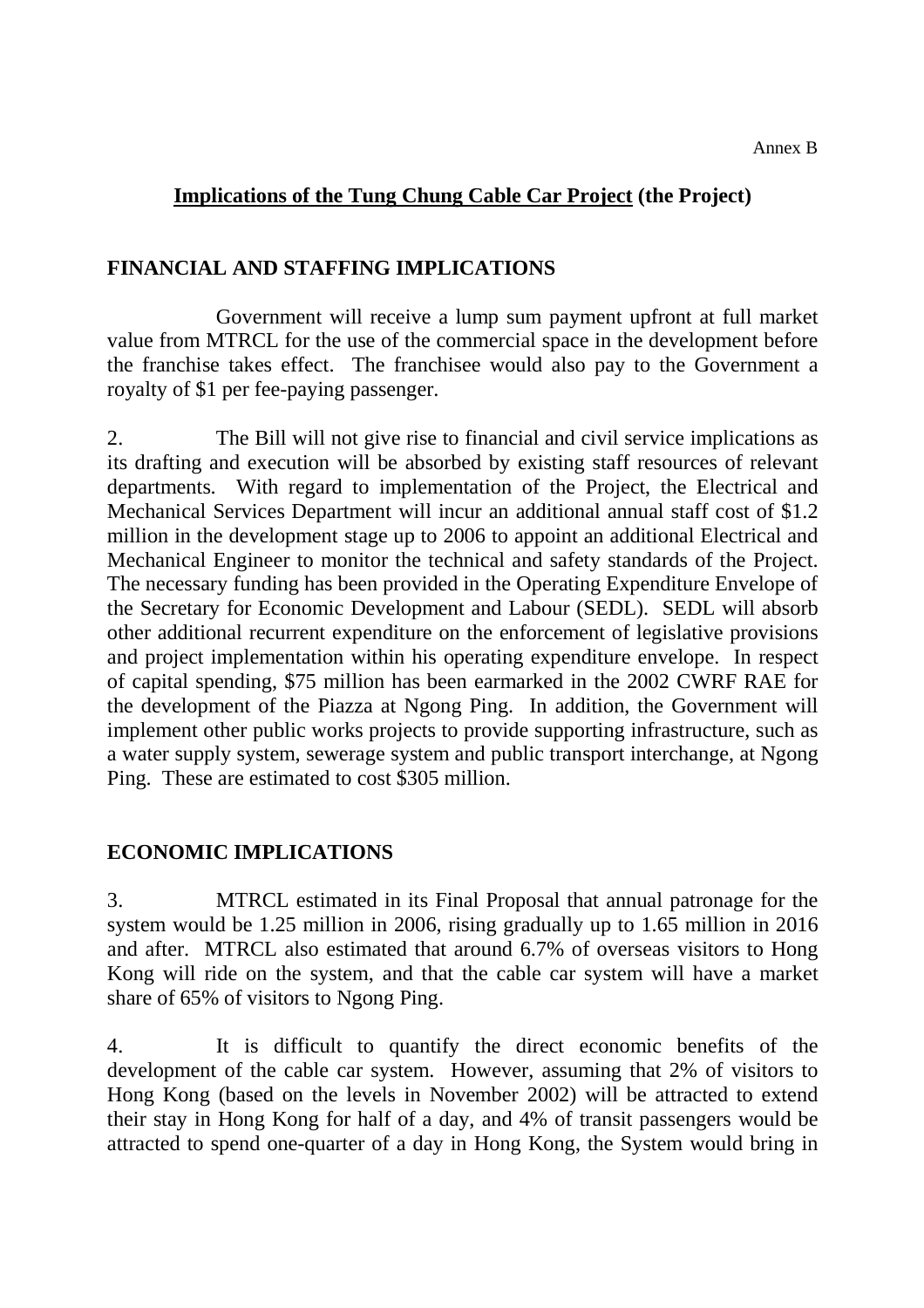Annex B

## <u>Implications of the Tung Chung Cable Car Project</u> (the Project)

### FINANCIAL AND STAFFING IMPLICATIONS

Government will receive a lump sum payment upfront at full market value from MTRCL for the use of the commercial space in the development before the franchise takes effect. The franchisee would also pay to the Government a royalty of $1 per fee-paying passenger.

2. The Bill will not give rise to financial and civil service implications as its drafting and execution will be absorbed by existing staff resources of relevant departments. With regard to implementation of the Project, the Electrical and Mechanical Services Department will incur an additional annual staff cost of $1.2 million in the development stage up to 2006 to appoint an additional Electrical and Mechanical Engineer to monitor the technical and safety standards of the Project. The necessary funding has been provided in the Operating Expenditure Envelope of the Secretary for Economic Development and Labour (SEDL). SEDL will absorb other additional recurrent expenditure on the enforcement of legislative provisions and project implementation within his operating expenditure envelope. In respect of capital spending, $75 million has been earmarked in the 2002 CWRF RAE for the development of the Piazza at Ngong Ping. In addition, the Government will implement other public works projects to provide supporting infrastructure, such as a water supply system, sewerage system and public transport interchange, at Ngong Ping. These are estimated to cost $305 million.

### ECONOMIC IMPLICATIONS

3. MTRCL estimated in its Final Proposal that annual patronage for the system would be 1.25 million in 2006, rising gradually up to 1.65 million in 2016 and after. MTRCL also estimated that around 6.7% of overseas visitors to Hong Kong will ride on the system, and that the cable car system will have a market share of 65% of visitors to Ngong Ping.

4. It is difficult to quantify the direct economic benefits of the development of the cable car system. However, assuming that 2% of visitors to Hong Kong (based on the levels in November 2002) will be attracted to extend their stay in Hong Kong for half of a day, and 4% of transit passengers would be attracted to spend one-quarter of a day in Hong Kong, the System would bring in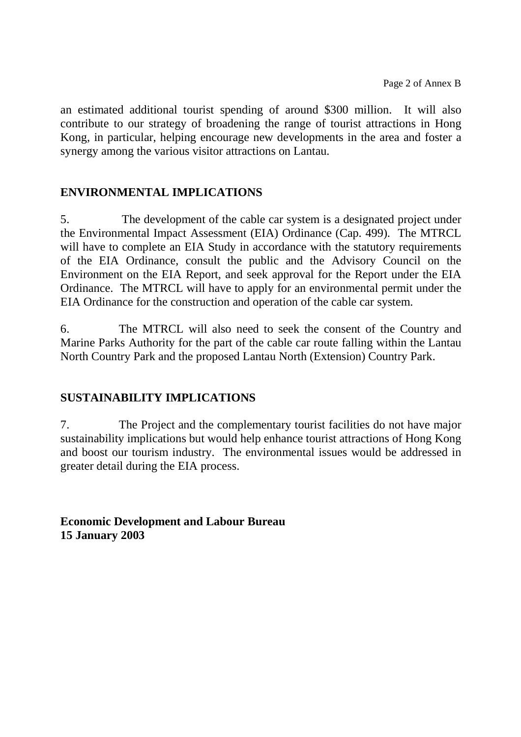an estimated additional tourist spending of around $300 million. It will also contribute to our strategy of broadening the range of tourist attractions in Hong Kong, in particular, helping encourage new developments in the area and foster a synergy among the various visitor attractions on Lantau.

## ENVIRONMENTAL IMPLICATIONS

5. The development of the cable car system is a designated project under the Environmental Impact Assessment (EIA) Ordinance (Cap. 499). The MTRCL will have to complete an EIA Study in accordance with the statutory requirements of the EIA Ordinance, consult the public and the Advisory Council on the Environment on the EIA Report, and seek approval for the Report under the EIA Ordinance. The MTRCL will have to apply for an environmental permit under the EIA Ordinance for the construction and operation of the cable car system.

6. The MTRCL will also need to seek the consent of the Country and Marine Parks Authority for the part of the cable car route falling within the Lantau North Country Park and the proposed Lantau North (Extension) Country Park.

## SUSTAINABILITY IMPLICATIONS

7. The Project and the complementary tourist facilities do not have major sustainability implications but would help enhance tourist attractions of Hong Kong and boost our tourism industry. The environmental issues would be addressed in greater detail during the EIA process.

**Economic Development and Labour Bureau**
**15 January 2003**